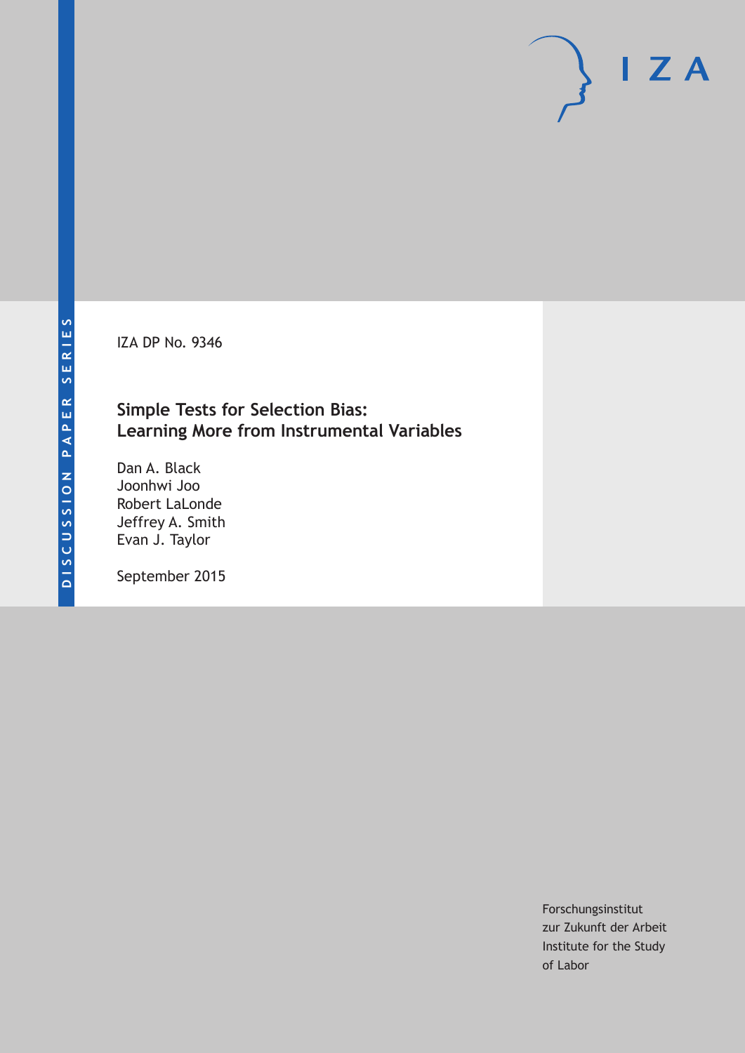DISCUSSION PAPER SERIES

IZA

IZA DP No. 9346

# Simple Tests for Selection Bias: Learning More from Instrumental Variables

Dan A. Black
Joonhwi Joo
Robert LaLonde
Jeffrey A. Smith
Evan J. Taylor

September 2015

Forschungsinstitut
zur Zukunft der Arbeit
Institute for the Study
of Labor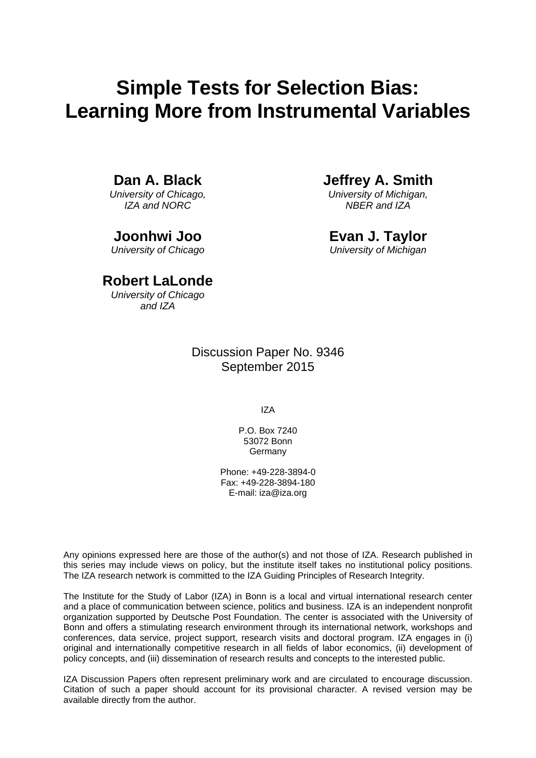# Simple Tests for Selection Bias: Learning More from Instrumental Variables

**Dan A. Black**  
*University of Chicago, IZA and NORC*

**Jeffrey A. Smith**  
*University of Michigan, NBER and IZA*

**Joonhwi Joo**  
*University of Chicago*

**Evan J. Taylor**  
*University of Michigan*

**Robert LaLonde**  
*University of Chicago and IZA*

Discussion Paper No. 9346  
September 2015

IZA

P.O. Box 7240  
53072 Bonn  
Germany

Phone: +49-228-3894-0  
Fax: +49-228-3894-180  
E-mail: iza@iza.org

Any opinions expressed here are those of the author(s) and not those of IZA. Research published in this series may include views on policy, but the institute itself takes no institutional policy positions. The IZA research network is committed to the IZA Guiding Principles of Research Integrity.

The Institute for the Study of Labor (IZA) in Bonn is a local and virtual international research center and a place of communication between science, politics and business. IZA is an independent nonprofit organization supported by Deutsche Post Foundation. The center is associated with the University of Bonn and offers a stimulating research environment through its international network, workshops and conferences, data service, project support, research visits and doctoral program. IZA engages in (i) original and internationally competitive research in all fields of labor economics, (ii) development of policy concepts, and (iii) dissemination of research results and concepts to the interested public.

IZA Discussion Papers often represent preliminary work and are circulated to encourage discussion. Citation of such a paper should account for its provisional character. A revised version may be available directly from the author.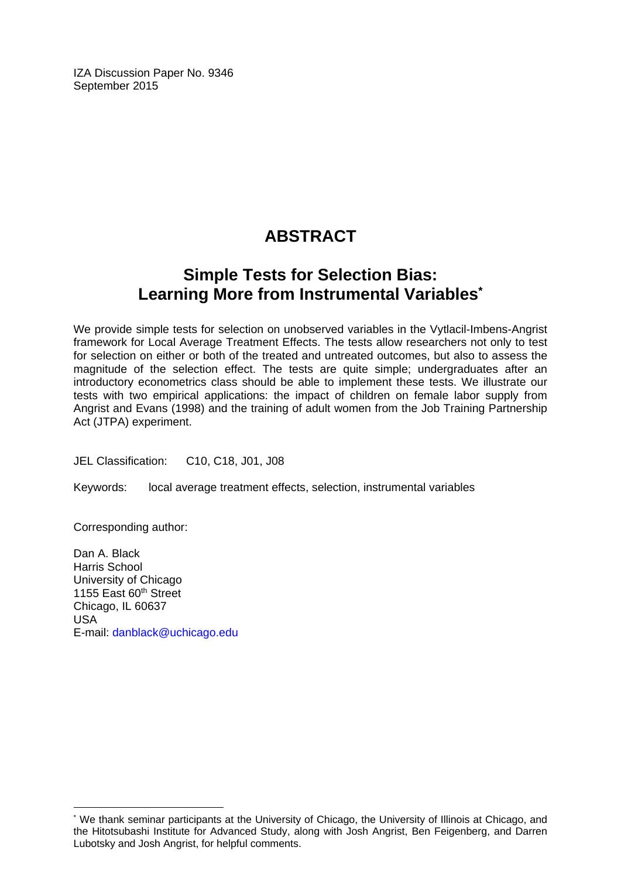IZA Discussion Paper No. 9346
September 2015

# ABSTRACT

## Simple Tests for Selection Bias: Learning More from Instrumental Variables*

We provide simple tests for selection on unobserved variables in the Vytlacil-Imbens-Angrist framework for Local Average Treatment Effects. The tests allow researchers not only to test for selection on either or both of the treated and untreated outcomes, but also to assess the magnitude of the selection effect. The tests are quite simple; undergraduates after an introductory econometrics class should be able to implement these tests. We illustrate our tests with two empirical applications: the impact of children on female labor supply from Angrist and Evans (1998) and the training of adult women from the Job Training Partnership Act (JTPA) experiment.

JEL Classification: C10, C18, J01, J08

Keywords: local average treatment effects, selection, instrumental variables

Corresponding author:

Dan A. Black
Harris School
University of Chicago
1155 East 60th Street
Chicago, IL 60637
USA
E-mail: danblack@uchicago.edu

---

* We thank seminar participants at the University of Chicago, the University of Illinois at Chicago, and the Hitotsubashi Institute for Advanced Study, along with Josh Angrist, Ben Feigenberg, and Darren Lubotsky and Josh Angrist, for helpful comments.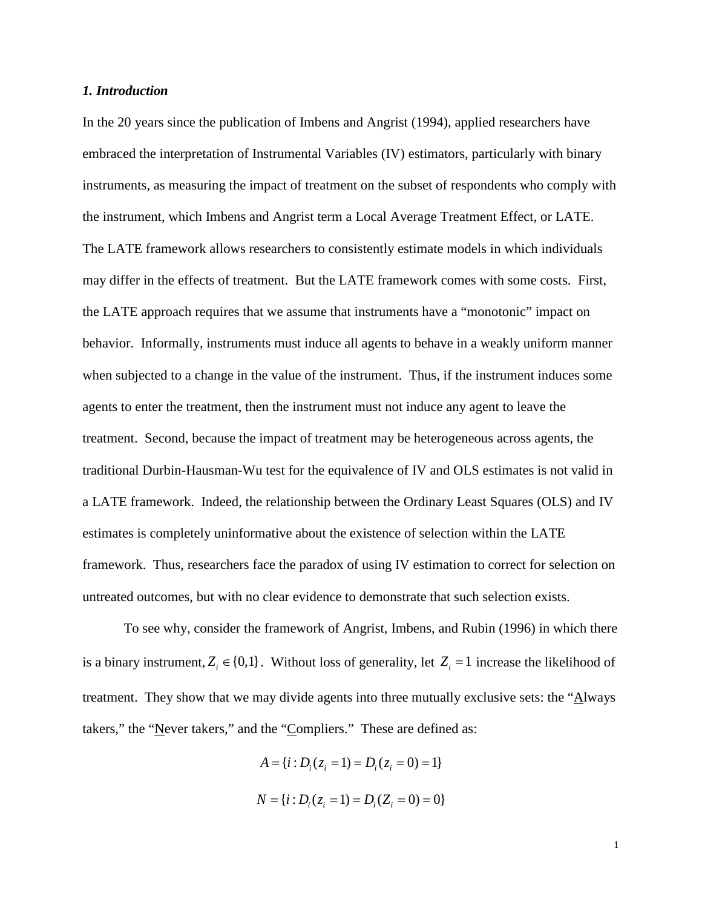### *1. Introduction*

In the 20 years since the publication of Imbens and Angrist (1994), applied researchers have embraced the interpretation of Instrumental Variables (IV) estimators, particularly with binary instruments, as measuring the impact of treatment on the subset of respondents who comply with the instrument, which Imbens and Angrist term a Local Average Treatment Effect, or LATE. The LATE framework allows researchers to consistently estimate models in which individuals may differ in the effects of treatment. But the LATE framework comes with some costs. First, the LATE approach requires that we assume that instruments have a "monotonic" impact on behavior. Informally, instruments must induce all agents to behave in a weakly uniform manner when subjected to a change in the value of the instrument. Thus, if the instrument induces some agents to enter the treatment, then the instrument must not induce any agent to leave the treatment. Second, because the impact of treatment may be heterogeneous across agents, the traditional Durbin-Hausman-Wu test for the equivalence of IV and OLS estimates is not valid in a LATE framework. Indeed, the relationship between the Ordinary Least Squares (OLS) and IV estimates is completely uninformative about the existence of selection within the LATE framework. Thus, researchers face the paradox of using IV estimation to correct for selection on untreated outcomes, but with no clear evidence to demonstrate that such selection exists.

To see why, consider the framework of Angrist, Imbens, and Rubin (1996) in which there is a binary instrument, $Z_i \in \{0,1\}$. Without loss of generality, let $Z_i = 1$ increase the likelihood of treatment. They show that we may divide agents into three mutually exclusive sets: the "Always takers," the "Never takers," and the "Compliers." These are defined as:

$$A = \{i : D_i(z_i = 1) = D_i(z_i = 0) = 1\}$$

$$N = \{i : D_i(z_i = 1) = D_i(Z_i = 0) = 0\}$$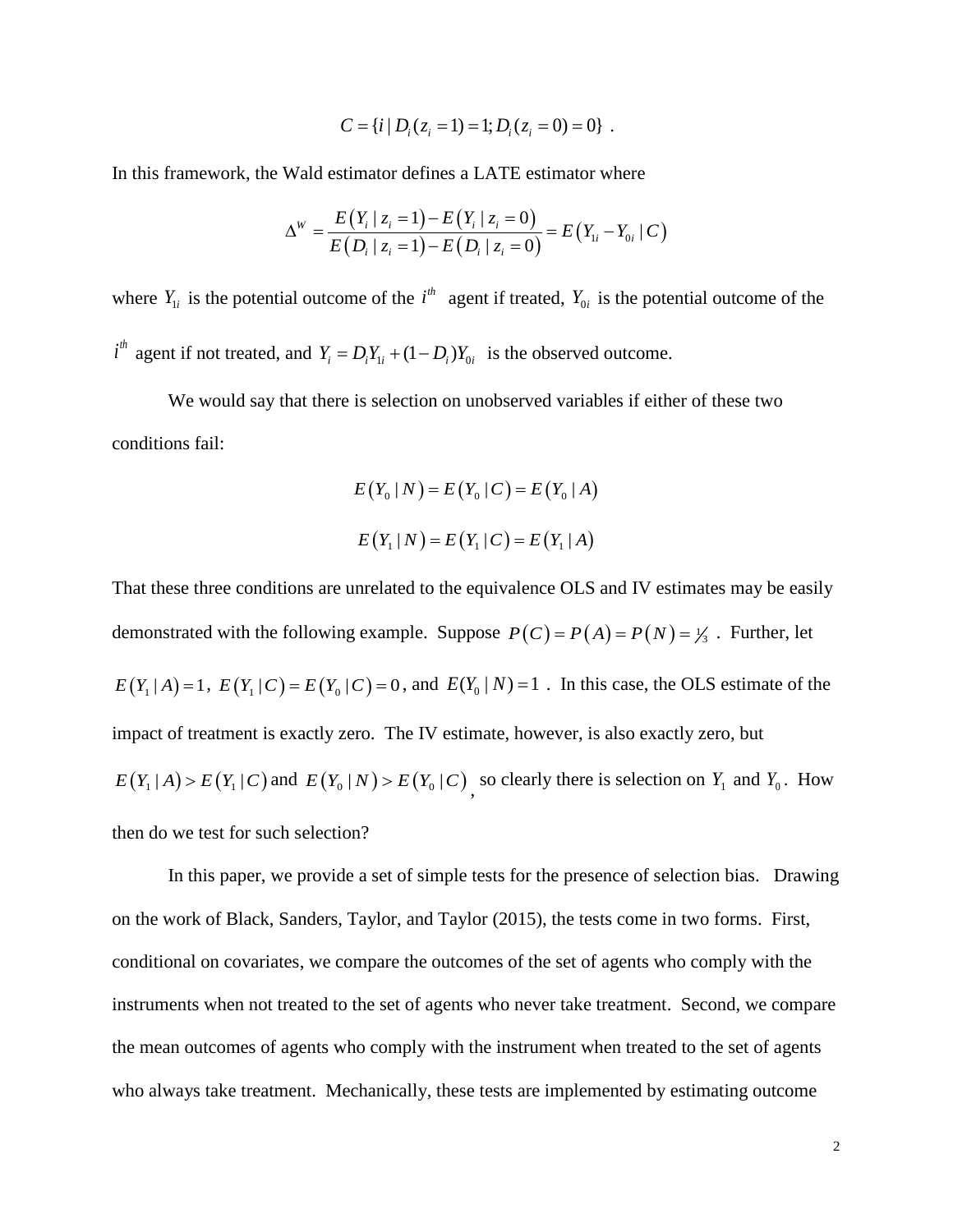$$C = \{i \mid D_i(z_i = 1) = 1; D_i(z_i = 0) = 0\} \ .$$

In this framework, the Wald estimator defines a LATE estimator where

$$\Delta^W = \frac{E(Y_i \mid z_i = 1) - E(Y_i \mid z_i = 0)}{E(D_i \mid z_i = 1) - E(D_i \mid z_i = 0)} = E(Y_{1i} - Y_{0i} \mid C)$$

where $Y_{1i}$ is the potential outcome of the $i^{th}$ agent if treated, $Y_{0i}$ is the potential outcome of the $i^{th}$ agent if not treated, and $Y_i = D_i Y_{1i} + (1 - D_i) Y_{0i}$ is the observed outcome.

We would say that there is selection on unobserved variables if either of these two conditions fail:

$$E(Y_0 \mid N) = E(Y_0 \mid C) = E(Y_0 \mid A)$$

$$E(Y_1 \mid N) = E(Y_1 \mid C) = E(Y_1 \mid A)$$

That these three conditions are unrelated to the equivalence OLS and IV estimates may be easily demonstrated with the following example. Suppose $P(C) = P(A) = P(N) = \frac{1}{3}$ . Further, let $E(Y_1 \mid A) = 1$, $E(Y_1 \mid C) = E(Y_0 \mid C) = 0$, and $E(Y_0 \mid N) = 1$ . In this case, the OLS estimate of the impact of treatment is exactly zero. The IV estimate, however, is also exactly zero, but $E(Y_1 \mid A) > E(Y_1 \mid C)$ and $E(Y_0 \mid N) > E(Y_0 \mid C)$, so clearly there is selection on $Y_1$ and $Y_0$. How then do we test for such selection?

In this paper, we provide a set of simple tests for the presence of selection bias. Drawing on the work of Black, Sanders, Taylor, and Taylor (2015), the tests come in two forms. First, conditional on covariates, we compare the outcomes of the set of agents who comply with the instruments when not treated to the set of agents who never take treatment. Second, we compare the mean outcomes of agents who comply with the instrument when treated to the set of agents who always take treatment. Mechanically, these tests are implemented by estimating outcome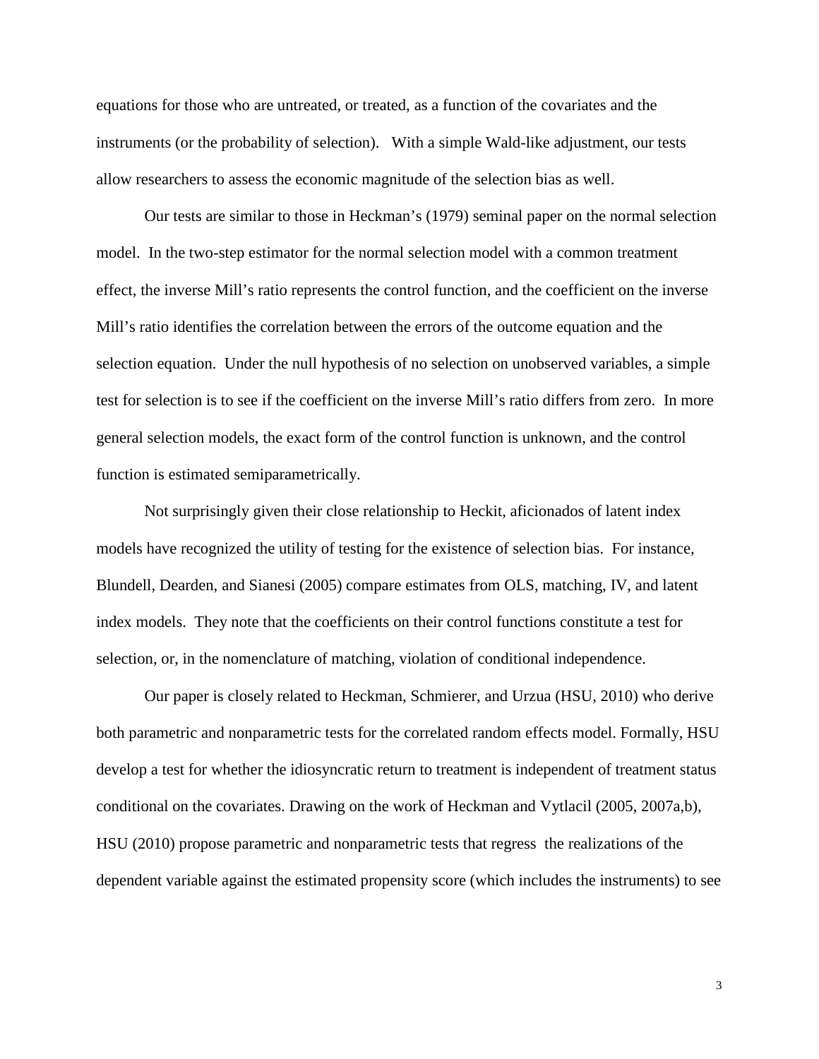equations for those who are untreated, or treated, as a function of the covariates and the instruments (or the probability of selection). With a simple Wald-like adjustment, our tests allow researchers to assess the economic magnitude of the selection bias as well.

Our tests are similar to those in Heckman's (1979) seminal paper on the normal selection model. In the two-step estimator for the normal selection model with a common treatment effect, the inverse Mill's ratio represents the control function, and the coefficient on the inverse Mill's ratio identifies the correlation between the errors of the outcome equation and the selection equation. Under the null hypothesis of no selection on unobserved variables, a simple test for selection is to see if the coefficient on the inverse Mill's ratio differs from zero. In more general selection models, the exact form of the control function is unknown, and the control function is estimated semiparametrically.

Not surprisingly given their close relationship to Heckit, aficionados of latent index models have recognized the utility of testing for the existence of selection bias. For instance, Blundell, Dearden, and Sianesi (2005) compare estimates from OLS, matching, IV, and latent index models. They note that the coefficients on their control functions constitute a test for selection, or, in the nomenclature of matching, violation of conditional independence.

Our paper is closely related to Heckman, Schmierer, and Urzua (HSU, 2010) who derive both parametric and nonparametric tests for the correlated random effects model. Formally, HSU develop a test for whether the idiosyncratic return to treatment is independent of treatment status conditional on the covariates. Drawing on the work of Heckman and Vytlacil (2005, 2007a,b), HSU (2010) propose parametric and nonparametric tests that regress the realizations of the dependent variable against the estimated propensity score (which includes the instruments) to see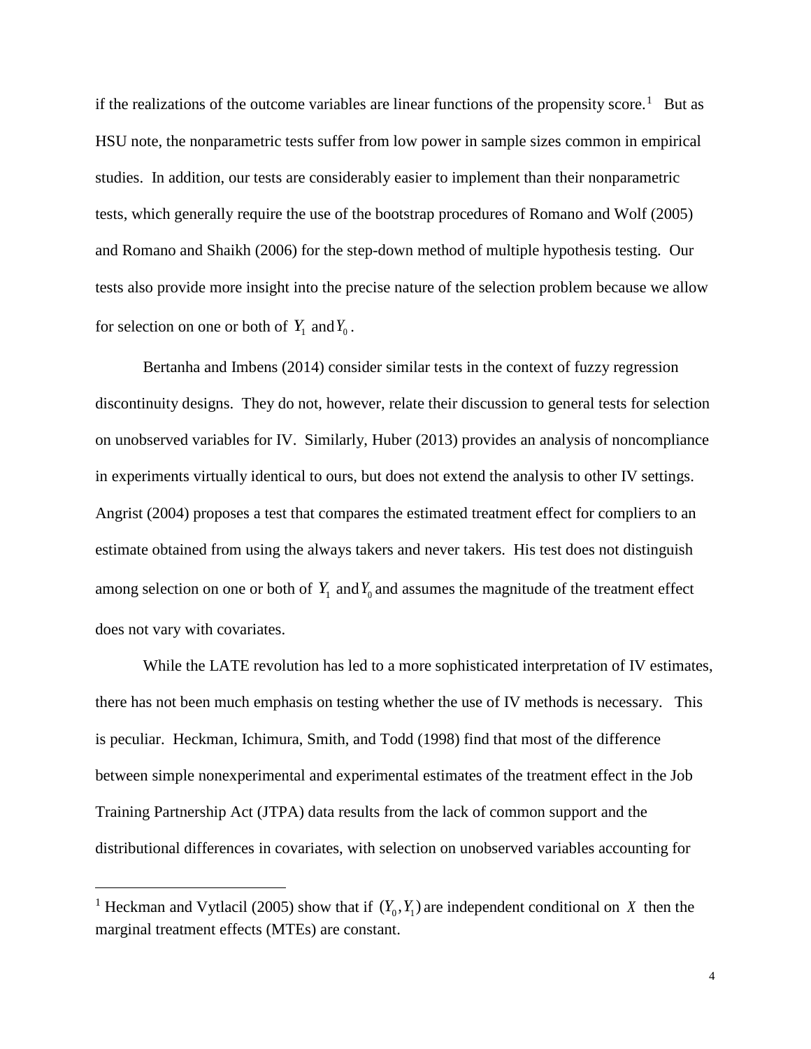if the realizations of the outcome variables are linear functions of the propensity score.[1] But as HSU note, the nonparametric tests suffer from low power in sample sizes common in empirical studies. In addition, our tests are considerably easier to implement than their nonparametric tests, which generally require the use of the bootstrap procedures of Romano and Wolf (2005) and Romano and Shaikh (2006) for the step-down method of multiple hypothesis testing. Our tests also provide more insight into the precise nature of the selection problem because we allow for selection on one or both of $Y_1$ and $Y_0$.

Bertanha and Imbens (2014) consider similar tests in the context of fuzzy regression discontinuity designs. They do not, however, relate their discussion to general tests for selection on unobserved variables for IV. Similarly, Huber (2013) provides an analysis of noncompliance in experiments virtually identical to ours, but does not extend the analysis to other IV settings. Angrist (2004) proposes a test that compares the estimated treatment effect for compliers to an estimate obtained from using the always takers and never takers. His test does not distinguish among selection on one or both of $Y_1$ and $Y_0$ and assumes the magnitude of the treatment effect does not vary with covariates.

While the LATE revolution has led to a more sophisticated interpretation of IV estimates, there has not been much emphasis on testing whether the use of IV methods is necessary. This is peculiar. Heckman, Ichimura, Smith, and Todd (1998) find that most of the difference between simple nonexperimental and experimental estimates of the treatment effect in the Job Training Partnership Act (JTPA) data results from the lack of common support and the distributional differences in covariates, with selection on unobserved variables accounting for

---

[1] Heckman and Vytlacil (2005) show that if $(Y_0, Y_1)$ are independent conditional on $X$ then the marginal treatment effects (MTEs) are constant.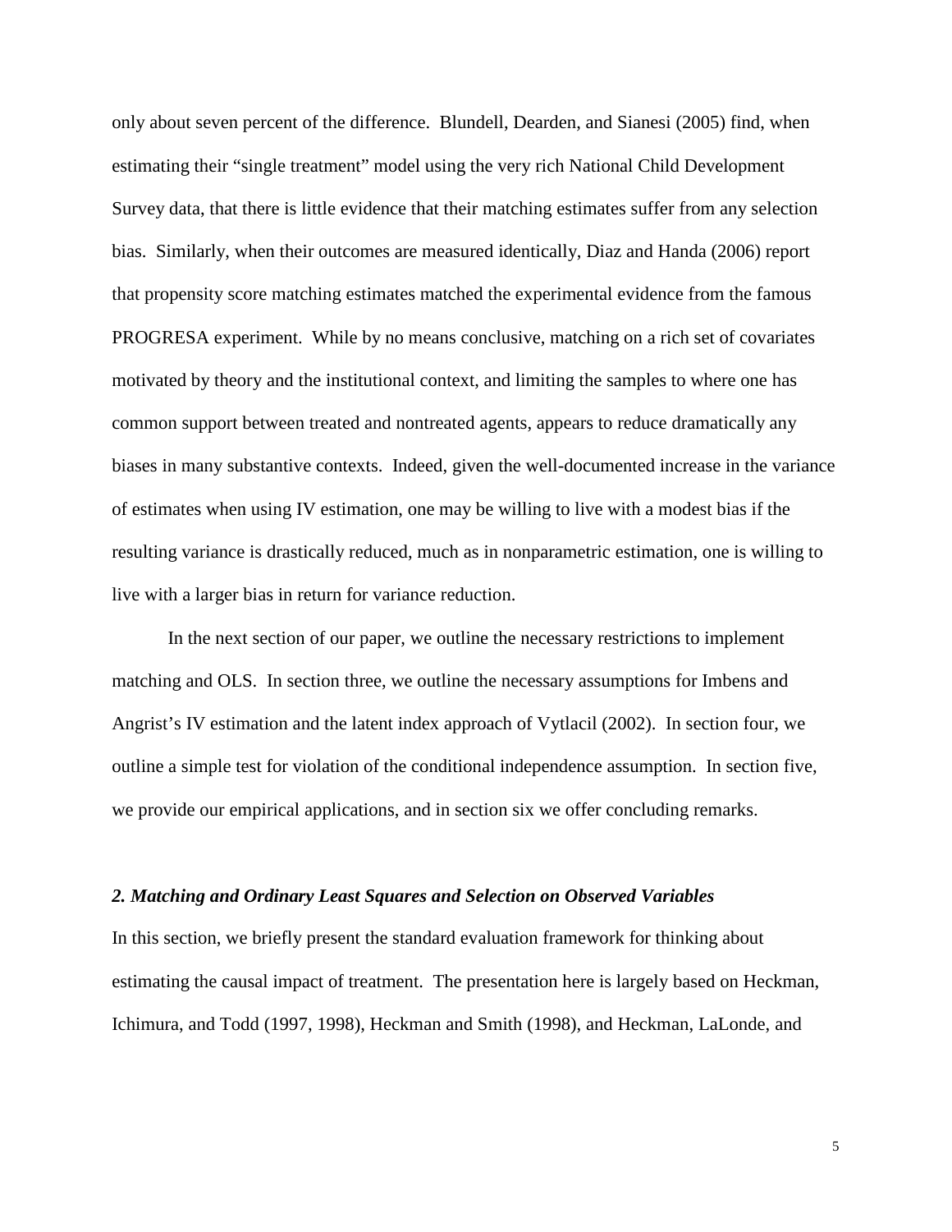only about seven percent of the difference. Blundell, Dearden, and Sianesi (2005) find, when estimating their "single treatment" model using the very rich National Child Development Survey data, that there is little evidence that their matching estimates suffer from any selection bias. Similarly, when their outcomes are measured identically, Diaz and Handa (2006) report that propensity score matching estimates matched the experimental evidence from the famous PROGRESA experiment. While by no means conclusive, matching on a rich set of covariates motivated by theory and the institutional context, and limiting the samples to where one has common support between treated and nontreated agents, appears to reduce dramatically any biases in many substantive contexts. Indeed, given the well-documented increase in the variance of estimates when using IV estimation, one may be willing to live with a modest bias if the resulting variance is drastically reduced, much as in nonparametric estimation, one is willing to live with a larger bias in return for variance reduction.

In the next section of our paper, we outline the necessary restrictions to implement matching and OLS. In section three, we outline the necessary assumptions for Imbens and Angrist's IV estimation and the latent index approach of Vytlacil (2002). In section four, we outline a simple test for violation of the conditional independence assumption. In section five, we provide our empirical applications, and in section six we offer concluding remarks.

## *2. Matching and Ordinary Least Squares and Selection on Observed Variables*

In this section, we briefly present the standard evaluation framework for thinking about estimating the causal impact of treatment. The presentation here is largely based on Heckman, Ichimura, and Todd (1997, 1998), Heckman and Smith (1998), and Heckman, LaLonde, and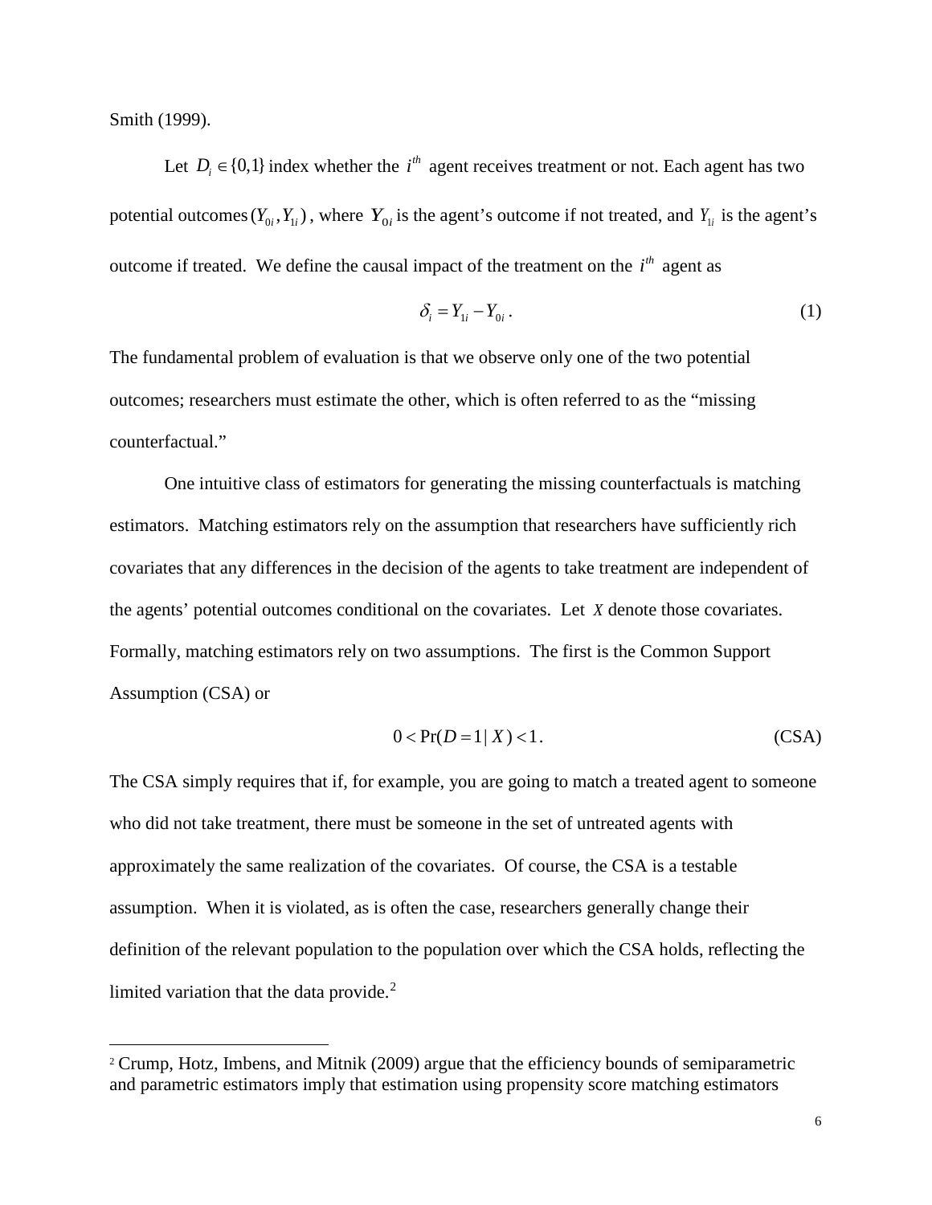Smith (1999).

Let $D_i \in \{0,1\}$ index whether the $i^{th}$ agent receives treatment or not. Each agent has two potential outcomes $(Y_{0i}, Y_{1i})$, where $Y_{0i}$ is the agent's outcome if not treated, and $Y_{1i}$ is the agent's outcome if treated. We define the causal impact of the treatment on the $i^{th}$ agent as

$$\delta_i = Y_{1i} - Y_{0i}. \tag{1}$$

The fundamental problem of evaluation is that we observe only one of the two potential outcomes; researchers must estimate the other, which is often referred to as the "missing counterfactual."

One intuitive class of estimators for generating the missing counterfactuals is matching estimators. Matching estimators rely on the assumption that researchers have sufficiently rich covariates that any differences in the decision of the agents to take treatment are independent of the agents' potential outcomes conditional on the covariates. Let $X$ denote those covariates. Formally, matching estimators rely on two assumptions. The first is the Common Support Assumption (CSA) or

$$0 < \Pr(D = 1 | X) < 1. \tag{CSA}$$

The CSA simply requires that if, for example, you are going to match a treated agent to someone who did not take treatment, there must be someone in the set of untreated agents with approximately the same realization of the covariates. Of course, the CSA is a testable assumption. When it is violated, as is often the case, researchers generally change their definition of the relevant population to the population over which the CSA holds, reflecting the limited variation that the data provide.[2]

[2] Crump, Hotz, Imbens, and Mitnik (2009) argue that the efficiency bounds of semiparametric and parametric estimators imply that estimation using propensity score matching estimators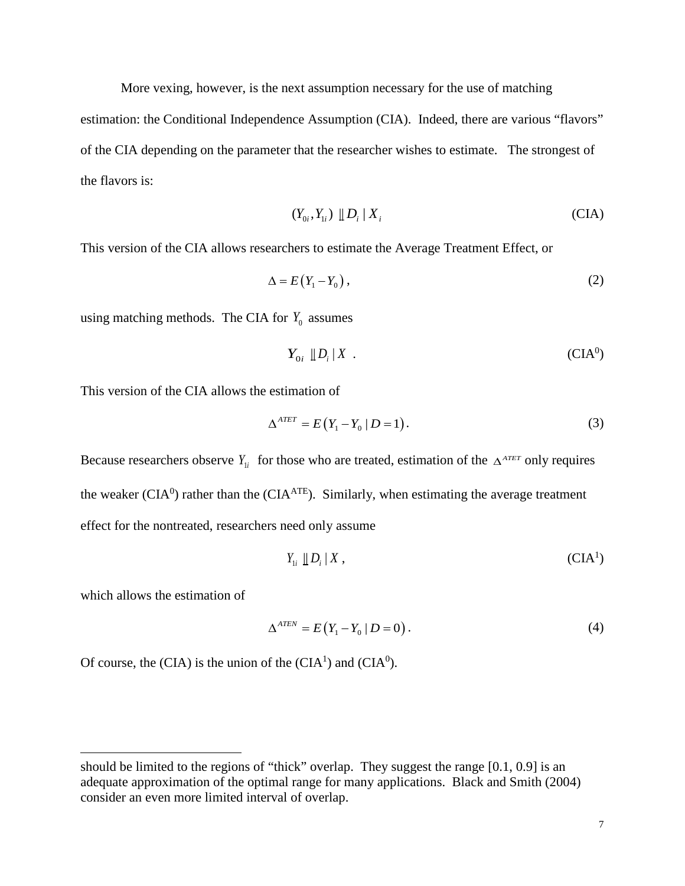More vexing, however, is the next assumption necessary for the use of matching estimation: the Conditional Independence Assumption (CIA). Indeed, there are various "flavors" of the CIA depending on the parameter that the researcher wishes to estimate. The strongest of the flavors is:

$$(Y_{0i}, Y_{1i}) \perp\!\!\!\perp D_i \mid X_i \tag{CIA}$$

This version of the CIA allows researchers to estimate the Average Treatment Effect, or

$$\Delta = E\left(Y_1 - Y_0\right), \tag{2}$$

using matching methods. The CIA for $Y_0$ assumes

$$Y_{0i} \perp\!\!\!\perp D_i \mid X \quad . \tag{CIA$^0$}$$

This version of the CIA allows the estimation of

$$\Delta^{ATET} = E\left(Y_1 - Y_0 \mid D = 1\right). \tag{3}$$

Because researchers observe $Y_{1i}$ for those who are treated, estimation of the $\Delta^{ATET}$ only requires the weaker (CIA$^0$) rather than the (CIA$^{ATE}$). Similarly, when estimating the average treatment effect for the nontreated, researchers need only assume

$$Y_{1i} \perp\!\!\!\perp D_i \mid X , \tag{CIA$^1$}$$

which allows the estimation of

$$\Delta^{ATEN} = E\left(Y_1 - Y_0 \mid D = 0\right). \tag{4}$$

Of course, the (CIA) is the union of the (CIA$^1$) and (CIA$^0$).

---

should be limited to the regions of "thick" overlap. They suggest the range [0.1, 0.9] is an adequate approximation of the optimal range for many applications. Black and Smith (2004) consider an even more limited interval of overlap.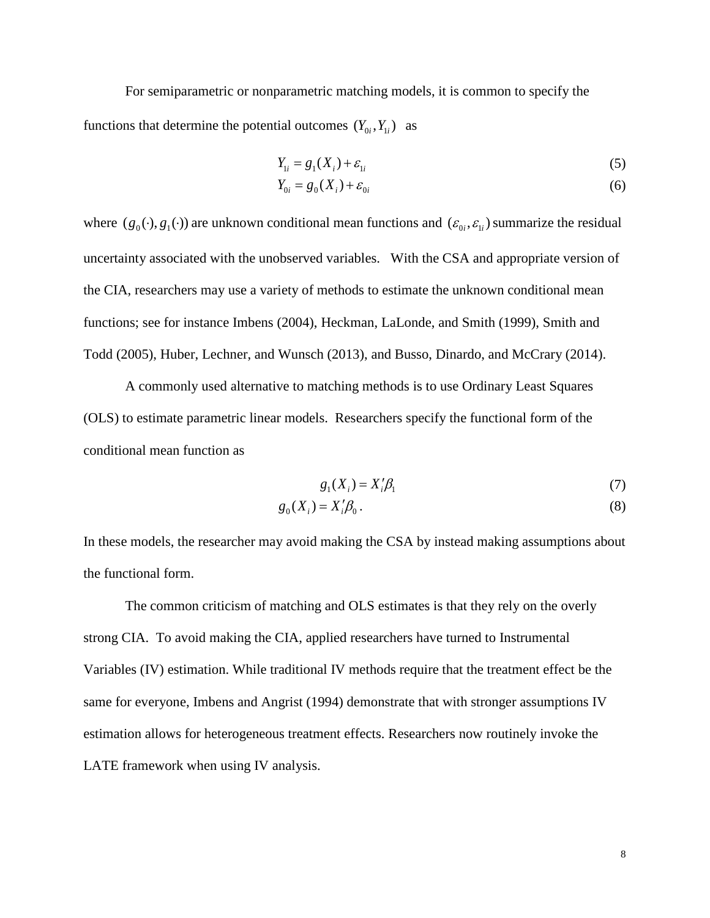For semiparametric or nonparametric matching models, it is common to specify the functions that determine the potential outcomes $(Y_{0i}, Y_{1i})$ as

$$Y_{1i} = g_1(X_i) + \varepsilon_{1i} \tag{5}$$

$$Y_{0i} = g_0(X_i) + \varepsilon_{0i} \tag{6}$$

where $(g_0(\cdot), g_1(\cdot))$ are unknown conditional mean functions and $(\varepsilon_{0i}, \varepsilon_{1i})$ summarize the residual uncertainty associated with the unobserved variables. With the CSA and appropriate version of the CIA, researchers may use a variety of methods to estimate the unknown conditional mean functions; see for instance Imbens (2004), Heckman, LaLonde, and Smith (1999), Smith and Todd (2005), Huber, Lechner, and Wunsch (2013), and Busso, Dinardo, and McCrary (2014).

A commonly used alternative to matching methods is to use Ordinary Least Squares (OLS) to estimate parametric linear models. Researchers specify the functional form of the conditional mean function as

$$g_1(X_i) = X_i'\beta_1 \tag{7}$$

$$g_0(X_i) = X_i'\beta_0 . \tag{8}$$

In these models, the researcher may avoid making the CSA by instead making assumptions about the functional form.

The common criticism of matching and OLS estimates is that they rely on the overly strong CIA. To avoid making the CIA, applied researchers have turned to Instrumental Variables (IV) estimation. While traditional IV methods require that the treatment effect be the same for everyone, Imbens and Angrist (1994) demonstrate that with stronger assumptions IV estimation allows for heterogeneous treatment effects. Researchers now routinely invoke the LATE framework when using IV analysis.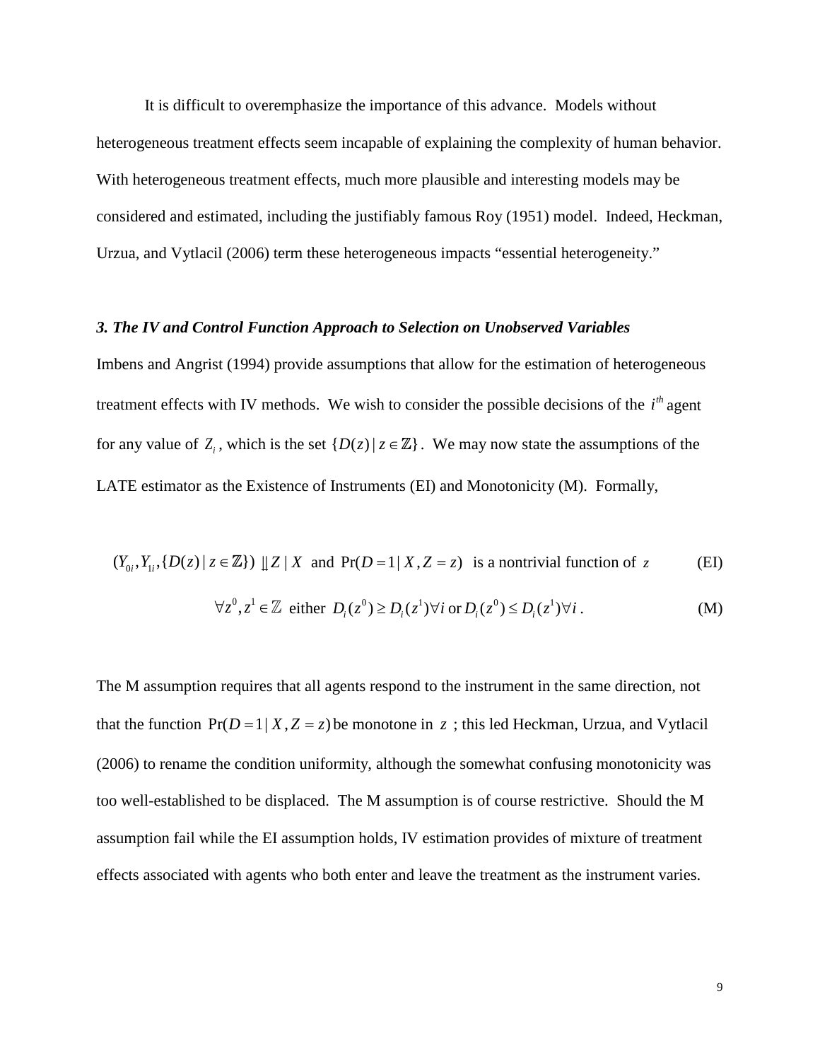It is difficult to overemphasize the importance of this advance. Models without heterogeneous treatment effects seem incapable of explaining the complexity of human behavior. With heterogeneous treatment effects, much more plausible and interesting models may be considered and estimated, including the justifiably famous Roy (1951) model. Indeed, Heckman, Urzua, and Vytlacil (2006) term these heterogeneous impacts "essential heterogeneity."

### *3. The IV and Control Function Approach to Selection on Unobserved Variables*

Imbens and Angrist (1994) provide assumptions that allow for the estimation of heterogeneous treatment effects with IV methods. We wish to consider the possible decisions of the $i^{th}$ agent for any value of $Z_i$, which is the set $\{D(z) \mid z \in \mathbb{Z}\}$. We may now state the assumptions of the LATE estimator as the Existence of Instruments (EI) and Monotonicity (M). Formally,

$$(Y_{0i}, Y_{1i}, \{D(z) \mid z \in \mathbb{Z}\}) \perp\!\!\!\perp Z \mid X \text{ and } \Pr(D = 1 \mid X, Z = z) \text{ is a nontrivial function of } z \tag{EI}$$

$$\forall z^0, z^1 \in \mathbb{Z} \text{ either } D_i(z^0) \geq D_i(z^1) \forall i \text{ or } D_i(z^0) \leq D_i(z^1) \forall i . \tag{M}$$

The M assumption requires that all agents respond to the instrument in the same direction, not that the function $\Pr(D = 1 \mid X, Z = z)$ be monotone in $z$ ; this led Heckman, Urzua, and Vytlacil (2006) to rename the condition uniformity, although the somewhat confusing monotonicity was too well-established to be displaced. The M assumption is of course restrictive. Should the M assumption fail while the EI assumption holds, IV estimation provides of mixture of treatment effects associated with agents who both enter and leave the treatment as the instrument varies.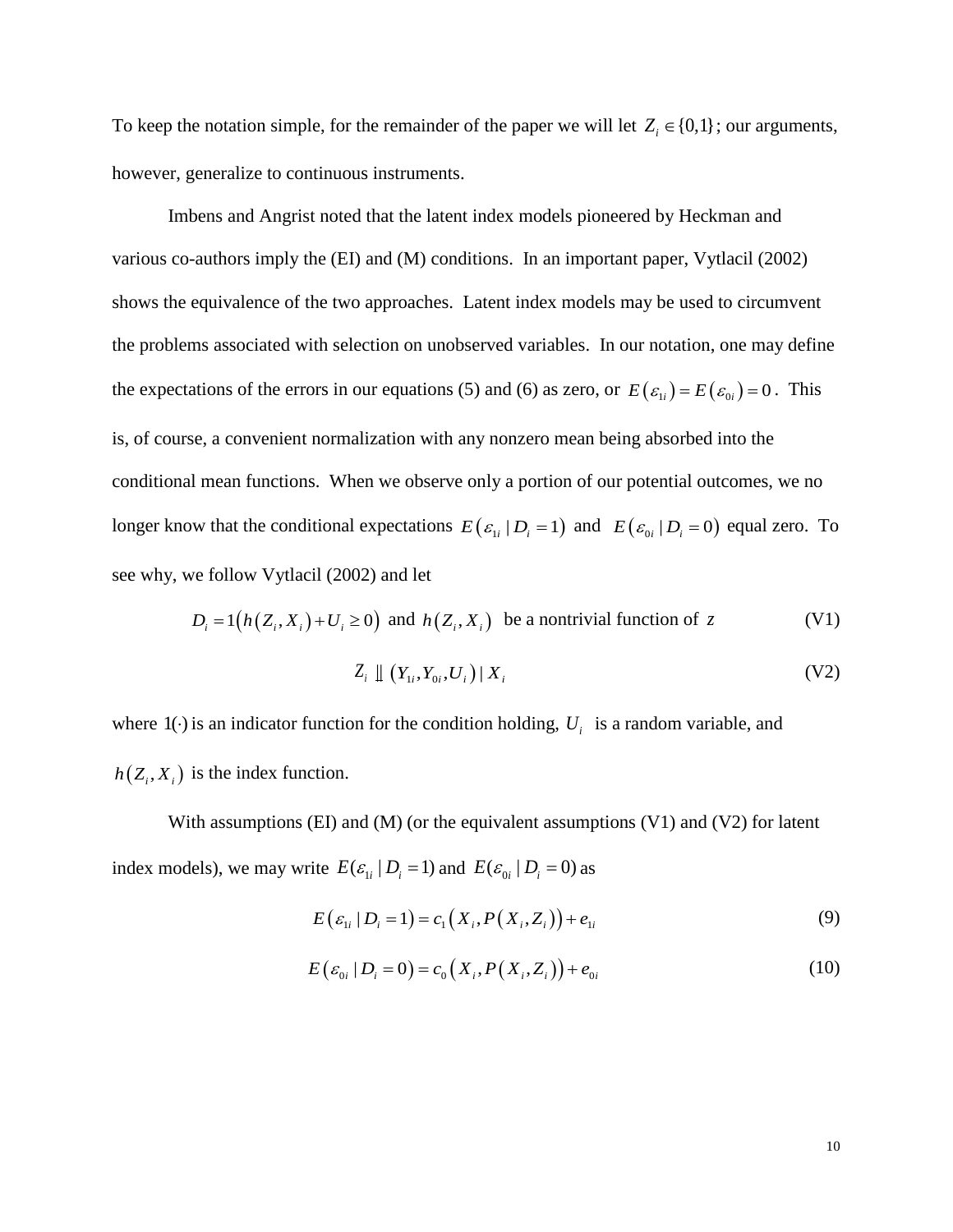To keep the notation simple, for the remainder of the paper we will let $Z_i \in \{0,1\}$; our arguments, however, generalize to continuous instruments.

Imbens and Angrist noted that the latent index models pioneered by Heckman and various co-authors imply the (EI) and (M) conditions. In an important paper, Vytlacil (2002) shows the equivalence of the two approaches. Latent index models may be used to circumvent the problems associated with selection on unobserved variables. In our notation, one may define the expectations of the errors in our equations (5) and (6) as zero, or $E(\varepsilon_{1i}) = E(\varepsilon_{0i}) = 0$. This is, of course, a convenient normalization with any nonzero mean being absorbed into the conditional mean functions. When we observe only a portion of our potential outcomes, we no longer know that the conditional expectations $E(\varepsilon_{1i} \mid D_i = 1)$ and $E(\varepsilon_{0i} \mid D_i = 0)$ equal zero. To see why, we follow Vytlacil (2002) and let

$$D_i = 1\big(h(Z_i, X_i) + U_i \geq 0\big) \text{ and } h(Z_i, X_i) \text{ be a nontrivial function of } z \tag{V1}$$

$$Z_i \perp\!\!\!\perp (Y_{1i}, Y_{0i}, U_i) \mid X_i \tag{V2}$$

where $1(\cdot)$ is an indicator function for the condition holding, $U_i$ is a random variable, and $h(Z_i, X_i)$ is the index function.

With assumptions (EI) and (M) (or the equivalent assumptions (V1) and (V2) for latent index models), we may write $E(\varepsilon_{1i} \mid D_i = 1)$ and $E(\varepsilon_{0i} \mid D_i = 0)$ as

$$E(\varepsilon_{1i} \mid D_i = 1) = c_1\big(X_i, P(X_i, Z_i)\big) + e_{1i} \tag{9}$$

$$E(\varepsilon_{0i} \mid D_i = 0) = c_0\big(X_i, P(X_i, Z_i)\big) + e_{0i} \tag{10}$$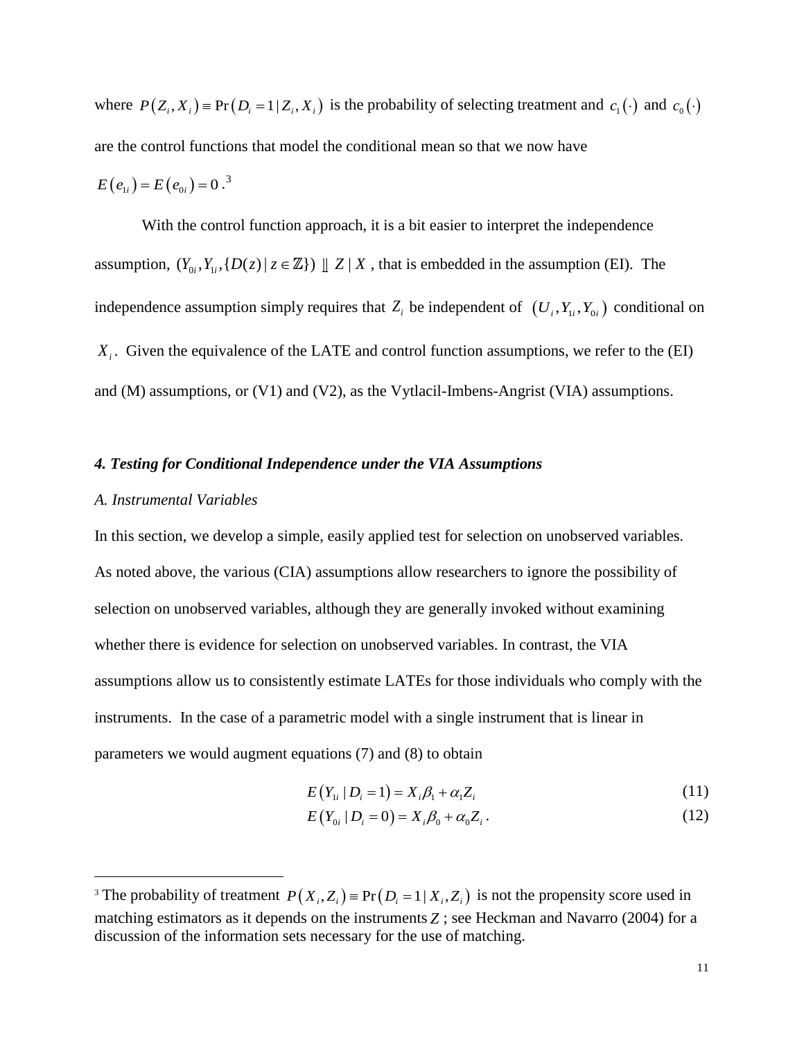where $P(Z_i, X_i) \equiv \Pr(D_i = 1 | Z_i, X_i)$ is the probability of selecting treatment and $c_1(\cdot)$ and $c_0(\cdot)$ are the control functions that model the conditional mean so that we now have $E(e_{1i}) = E(e_{0i}) = 0$.[3]

With the control function approach, it is a bit easier to interpret the independence assumption, $(Y_{0i}, Y_{1i}, \{D(z) | z \in \mathbb{Z}\}) \perp\!\!\!\perp Z | X$, that is embedded in the assumption (EI). The independence assumption simply requires that $Z_i$ be independent of $(U_i, Y_{1i}, Y_{0i})$ conditional on $X_i$. Given the equivalence of the LATE and control function assumptions, we refer to the (EI) and (M) assumptions, or (V1) and (V2), as the Vytlacil-Imbens-Angrist (VIA) assumptions.

### *4. Testing for Conditional Independence under the VIA Assumptions*

#### *A. Instrumental Variables*

In this section, we develop a simple, easily applied test for selection on unobserved variables. As noted above, the various (CIA) assumptions allow researchers to ignore the possibility of selection on unobserved variables, although they are generally invoked without examining whether there is evidence for selection on unobserved variables. In contrast, the VIA assumptions allow us to consistently estimate LATEs for those individuals who comply with the instruments. In the case of a parametric model with a single instrument that is linear in parameters we would augment equations (7) and (8) to obtain

$$E(Y_{1i} | D_i = 1) = X_i \beta_1 + \alpha_1 Z_i \tag{11}$$

$$E(Y_{0i} | D_i = 0) = X_i \beta_0 + \alpha_0 Z_i . \tag{12}$$

---

[3] The probability of treatment $P(X_i, Z_i) \equiv \Pr(D_i = 1 | X_i, Z_i)$ is not the propensity score used in matching estimators as it depends on the instruments $Z$; see Heckman and Navarro (2004) for a discussion of the information sets necessary for the use of matching.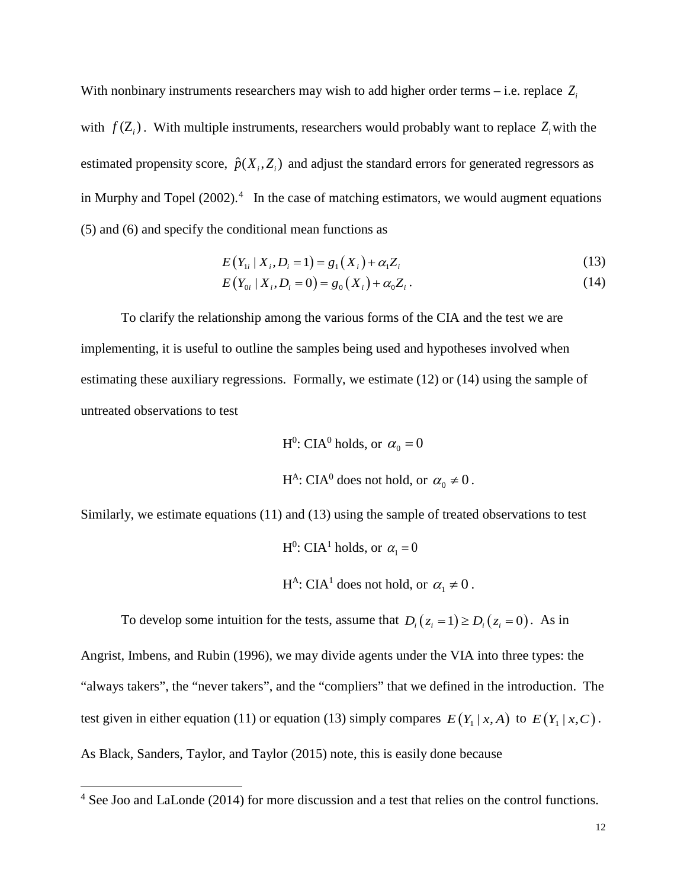With nonbinary instruments researchers may wish to add higher order terms – i.e. replace $Z_i$ with $f(Z_i)$. With multiple instruments, researchers would probably want to replace $Z_i$ with the estimated propensity score, $\hat{p}(X_i, Z_i)$ and adjust the standard errors for generated regressors as in Murphy and Topel (2002).[4] In the case of matching estimators, we would augment equations (5) and (6) and specify the conditional mean functions as

$$E\left(Y_{1i} \mid X_i, D_i = 1\right) = g_1\left(X_i\right) + \alpha_1 Z_i \tag{13}$$

$$E\left(Y_{0i} \mid X_i, D_i = 0\right) = g_0\left(X_i\right) + \alpha_0 Z_i . \tag{14}$$

To clarify the relationship among the various forms of the CIA and the test we are implementing, it is useful to outline the samples being used and hypotheses involved when estimating these auxiliary regressions. Formally, we estimate (12) or (14) using the sample of untreated observations to test

$\mathrm{H}^0$: $\mathrm{CIA}^0$ holds, or $\alpha_0 = 0$

$\mathrm{H}^{\mathrm{A}}$: $\mathrm{CIA}^0$ does not hold, or $\alpha_0 \neq 0$.

Similarly, we estimate equations (11) and (13) using the sample of treated observations to test

$\mathrm{H}^0$: $\mathrm{CIA}^1$ holds, or $\alpha_1 = 0$

$\mathrm{H}^{\mathrm{A}}$: $\mathrm{CIA}^1$ does not hold, or $\alpha_1 \neq 0$.

To develop some intuition for the tests, assume that $D_i\left(z_i = 1\right) \geq D_i\left(z_i = 0\right)$. As in Angrist, Imbens, and Rubin (1996), we may divide agents under the VIA into three types: the "always takers", the "never takers", and the "compliers" that we defined in the introduction. The test given in either equation (11) or equation (13) simply compares $E\left(Y_1 \mid x, A\right)$ to $E\left(Y_1 \mid x, C\right)$. As Black, Sanders, Taylor, and Taylor (2015) note, this is easily done because

[4] See Joo and LaLonde (2014) for more discussion and a test that relies on the control functions.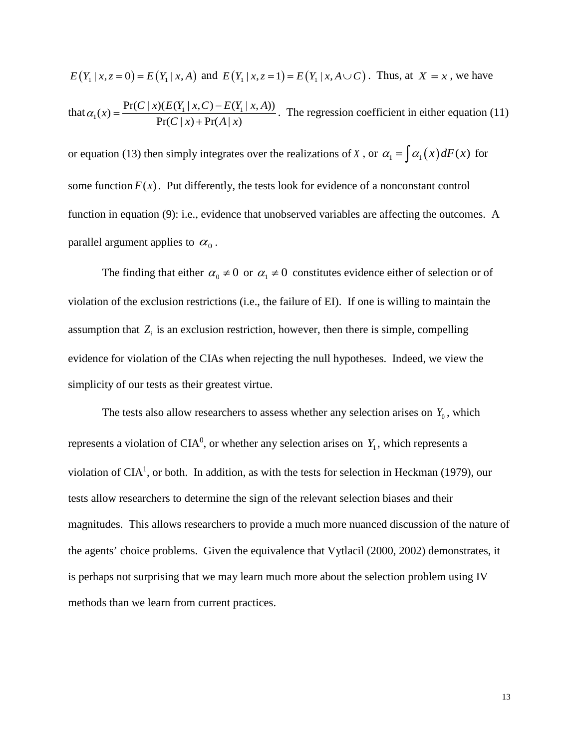$E(Y_1 \mid x, z=0) = E(Y_1 \mid x, A)$ and $E(Y_1 \mid x, z=1) = E(Y_1 \mid x, A \cup C)$. Thus, at $X = x$, we have that $\alpha_1(x) = \dfrac{\Pr(C \mid x)(E(Y_1 \mid x, C) - E(Y_1 \mid x, A))}{\Pr(C \mid x) + \Pr(A \mid x)}$. The regression coefficient in either equation (11) or equation (13) then simply integrates over the realizations of $X$, or $\alpha_1 = \int \alpha_1(x) dF(x)$ for some function $F(x)$. Put differently, the tests look for evidence of a nonconstant control function in equation (9): i.e., evidence that unobserved variables are affecting the outcomes. A parallel argument applies to $\alpha_0$.

The finding that either $\alpha_0 \neq 0$ or $\alpha_1 \neq 0$ constitutes evidence either of selection or of violation of the exclusion restrictions (i.e., the failure of EI). If one is willing to maintain the assumption that $Z_i$ is an exclusion restriction, however, then there is simple, compelling evidence for violation of the CIAs when rejecting the null hypotheses. Indeed, we view the simplicity of our tests as their greatest virtue.

The tests also allow researchers to assess whether any selection arises on $Y_0$, which represents a violation of CIA$^0$, or whether any selection arises on $Y_1$, which represents a violation of CIA$^1$, or both. In addition, as with the tests for selection in Heckman (1979), our tests allow researchers to determine the sign of the relevant selection biases and their magnitudes. This allows researchers to provide a much more nuanced discussion of the nature of the agents' choice problems. Given the equivalence that Vytlacil (2000, 2002) demonstrates, it is perhaps not surprising that we may learn much more about the selection problem using IV methods than we learn from current practices.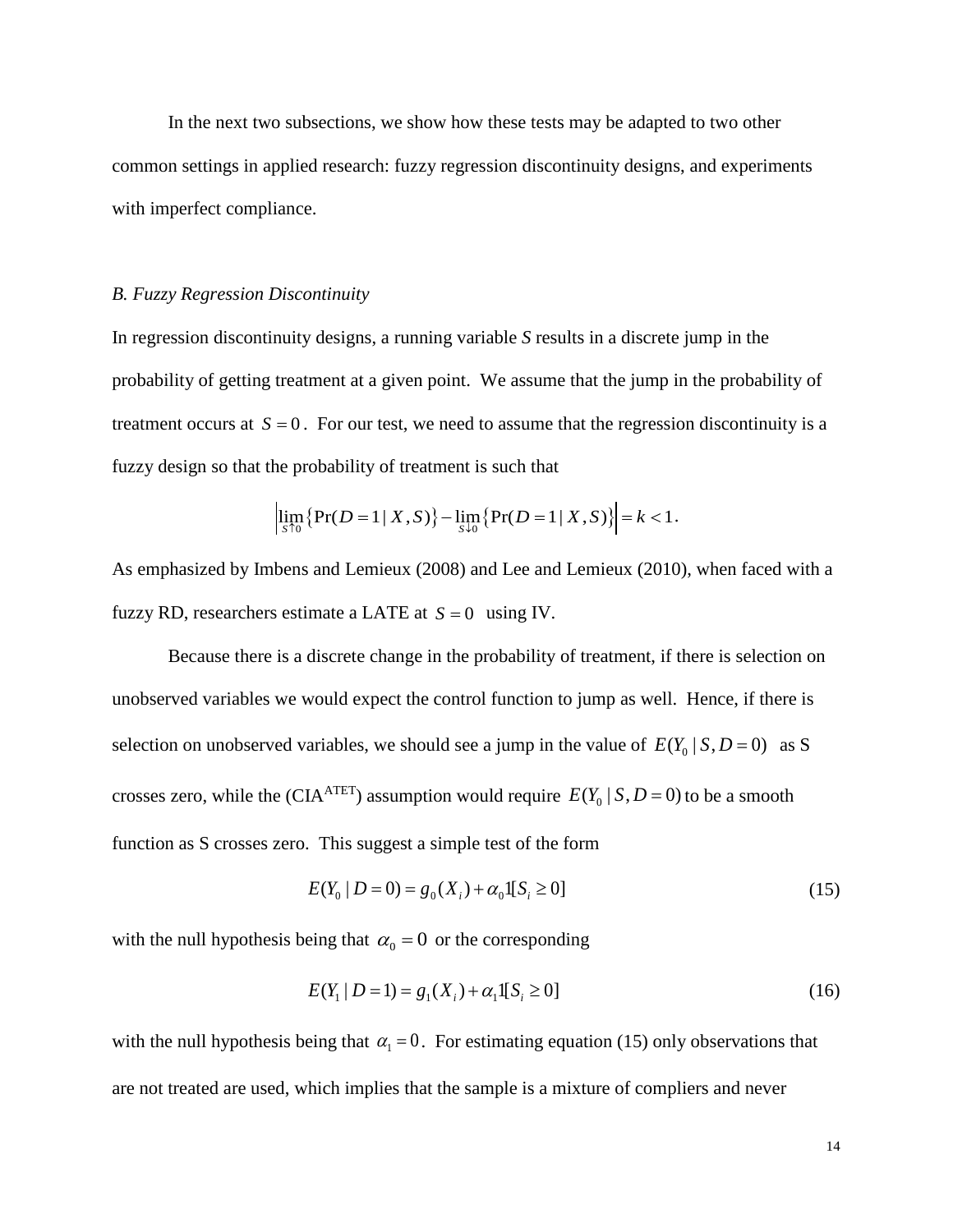In the next two subsections, we show how these tests may be adapted to two other common settings in applied research: fuzzy regression discontinuity designs, and experiments with imperfect compliance.

### *B. Fuzzy Regression Discontinuity*

In regression discontinuity designs, a running variable *S* results in a discrete jump in the probability of getting treatment at a given point. We assume that the jump in the probability of treatment occurs at $S = 0$. For our test, we need to assume that the regression discontinuity is a fuzzy design so that the probability of treatment is such that

$$\left| \lim_{S \uparrow 0} \left\{ \Pr(D = 1 \mid X, S) \right\} - \lim_{S \downarrow 0} \left\{ \Pr(D = 1 \mid X, S) \right\} \right| = k < 1.$$

As emphasized by Imbens and Lemieux (2008) and Lee and Lemieux (2010), when faced with a fuzzy RD, researchers estimate a LATE at $S = 0$ using IV.

Because there is a discrete change in the probability of treatment, if there is selection on unobserved variables we would expect the control function to jump as well. Hence, if there is selection on unobserved variables, we should see a jump in the value of $E(Y_0 \mid S, D = 0)$ as S crosses zero, while the (CIA$^{\text{ATET}}$) assumption would require $E(Y_0 \mid S, D = 0)$ to be a smooth function as S crosses zero. This suggest a simple test of the form

$$E(Y_0 \mid D = 0) = g_0(X_i) + \alpha_0 1[S_i \geq 0] \tag{15}$$

with the null hypothesis being that $\alpha_0 = 0$ or the corresponding

$$E(Y_1 \mid D = 1) = g_1(X_i) + \alpha_1 1[S_i \geq 0] \tag{16}$$

with the null hypothesis being that $\alpha_1 = 0$. For estimating equation (15) only observations that are not treated are used, which implies that the sample is a mixture of compliers and never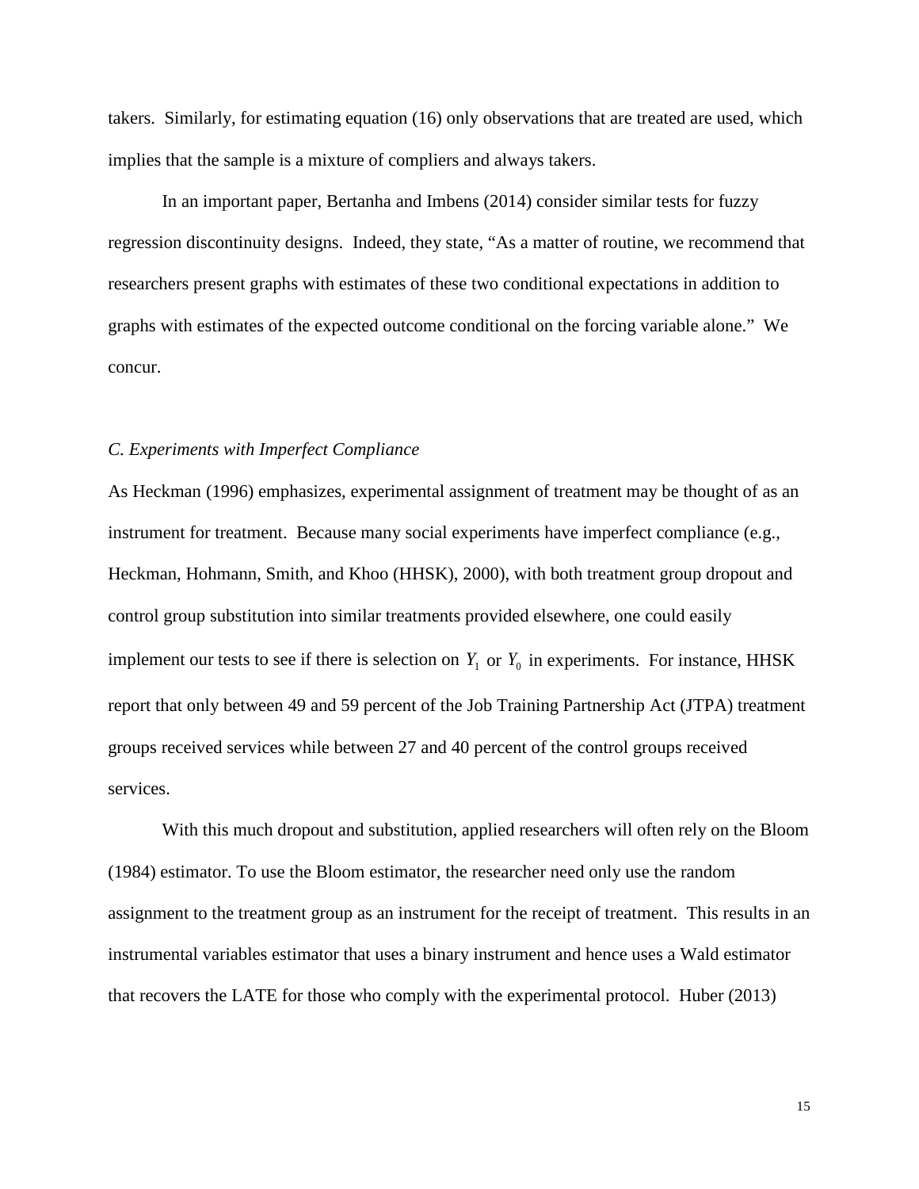takers. Similarly, for estimating equation (16) only observations that are treated are used, which implies that the sample is a mixture of compliers and always takers.

In an important paper, Bertanha and Imbens (2014) consider similar tests for fuzzy regression discontinuity designs. Indeed, they state, "As a matter of routine, we recommend that researchers present graphs with estimates of these two conditional expectations in addition to graphs with estimates of the expected outcome conditional on the forcing variable alone." We concur.

### *C. Experiments with Imperfect Compliance*

As Heckman (1996) emphasizes, experimental assignment of treatment may be thought of as an instrument for treatment. Because many social experiments have imperfect compliance (e.g., Heckman, Hohmann, Smith, and Khoo (HHSK), 2000), with both treatment group dropout and control group substitution into similar treatments provided elsewhere, one could easily implement our tests to see if there is selection on $Y_1$ or $Y_0$ in experiments. For instance, HHSK report that only between 49 and 59 percent of the Job Training Partnership Act (JTPA) treatment groups received services while between 27 and 40 percent of the control groups received services.

With this much dropout and substitution, applied researchers will often rely on the Bloom (1984) estimator. To use the Bloom estimator, the researcher need only use the random assignment to the treatment group as an instrument for the receipt of treatment. This results in an instrumental variables estimator that uses a binary instrument and hence uses a Wald estimator that recovers the LATE for those who comply with the experimental protocol. Huber (2013)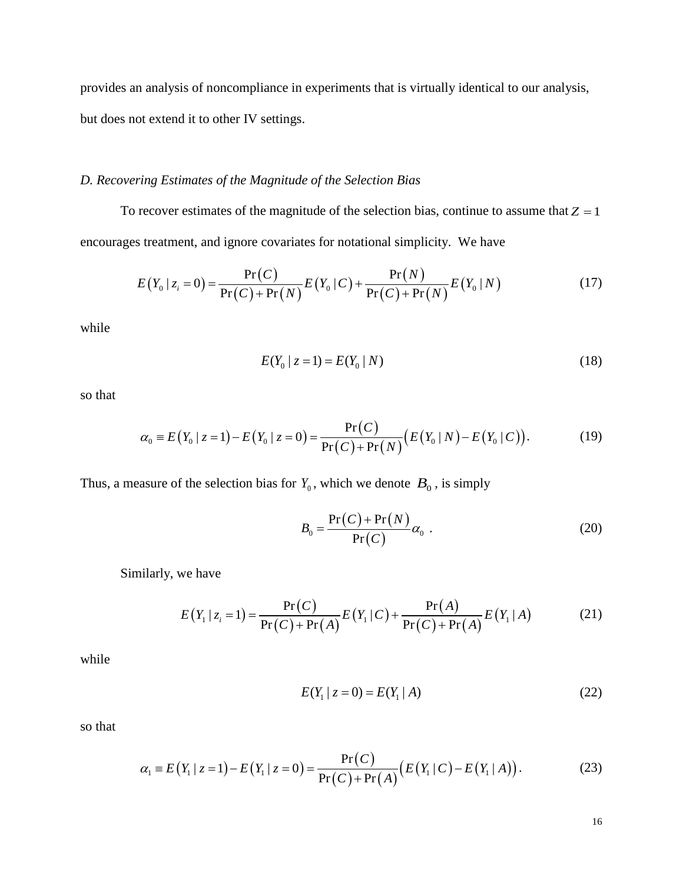provides an analysis of noncompliance in experiments that is virtually identical to our analysis, but does not extend it to other IV settings.

*D. Recovering Estimates of the Magnitude of the Selection Bias*

To recover estimates of the magnitude of the selection bias, continue to assume that $Z = 1$ encourages treatment, and ignore covariates for notational simplicity. We have

$$E\left(Y_0 \mid z_i = 0\right) = \frac{\Pr\left(C\right)}{\Pr\left(C\right) + \Pr\left(N\right)} E\left(Y_0 \mid C\right) + \frac{\Pr\left(N\right)}{\Pr\left(C\right) + \Pr\left(N\right)} E\left(Y_0 \mid N\right) \tag{17}$$

while

$$E(Y_0 \mid z = 1) = E(Y_0 \mid N) \tag{18}$$

so that

$$\alpha_0 \equiv E\left(Y_0 \mid z = 1\right) - E\left(Y_0 \mid z = 0\right) = \frac{\Pr\left(C\right)}{\Pr\left(C\right) + \Pr\left(N\right)} \left(E\left(Y_0 \mid N\right) - E\left(Y_0 \mid C\right)\right). \tag{19}$$

Thus, a measure of the selection bias for $Y_0$, which we denote $B_0$, is simply

$$B_0 = \frac{\Pr\left(C\right) + \Pr\left(N\right)}{\Pr\left(C\right)} \alpha_0 \ . \tag{20}$$

Similarly, we have

$$E\left(Y_1 \mid z_i = 1\right) = \frac{\Pr\left(C\right)}{\Pr\left(C\right) + \Pr\left(A\right)} E\left(Y_1 \mid C\right) + \frac{\Pr\left(A\right)}{\Pr\left(C\right) + \Pr\left(A\right)} E\left(Y_1 \mid A\right) \tag{21}$$

while

$$E(Y_1 \mid z = 0) = E(Y_1 \mid A) \tag{22}$$

so that

$$\alpha_1 \equiv E\left(Y_1 \mid z = 1\right) - E\left(Y_1 \mid z = 0\right) = \frac{\Pr\left(C\right)}{\Pr\left(C\right) + \Pr\left(A\right)} \left(E\left(Y_1 \mid C\right) - E\left(Y_1 \mid A\right)\right). \tag{23}$$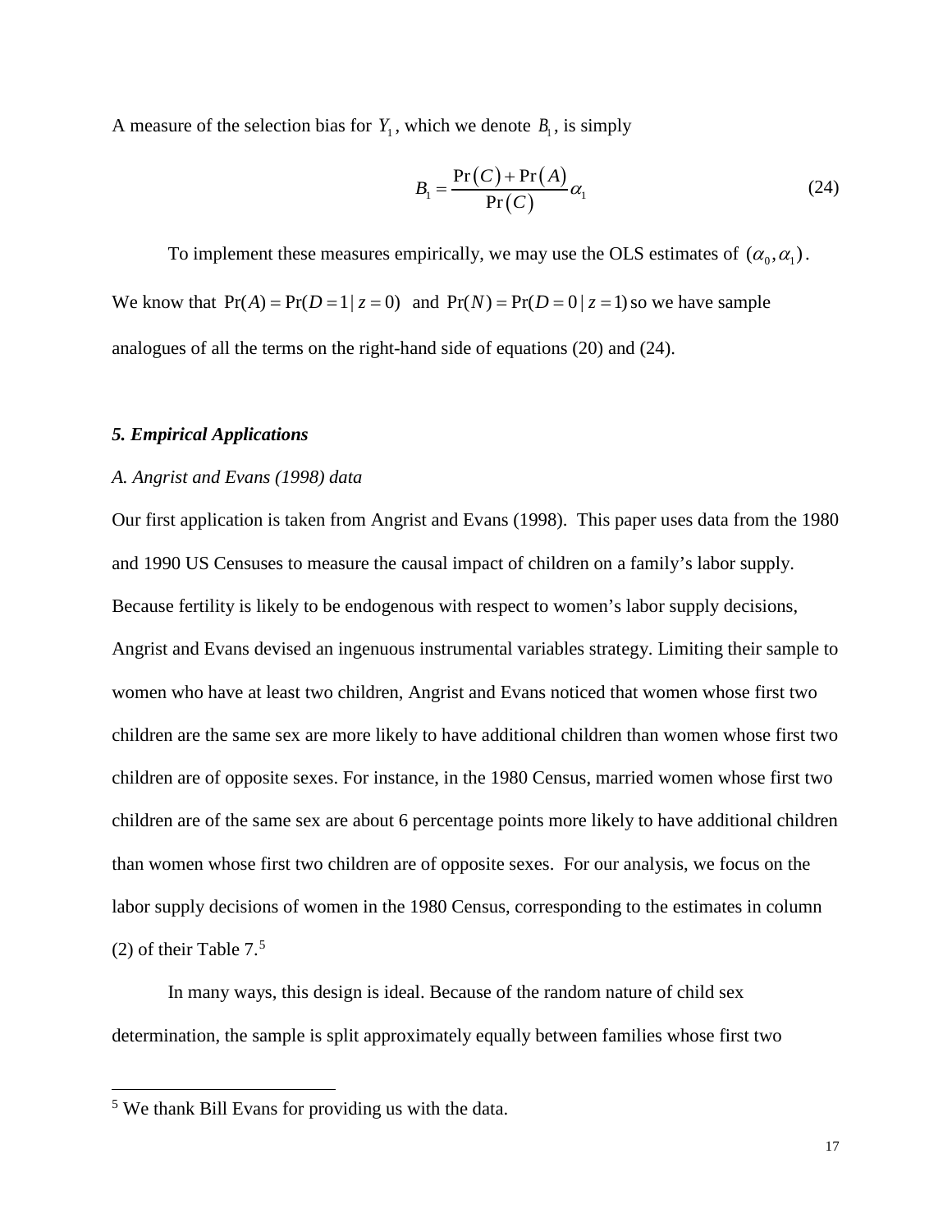A measure of the selection bias for $Y_1$, which we denote $B_1$, is simply

$$B_1 = \frac{\Pr(C) + \Pr(A)}{\Pr(C)} \alpha_1 \tag{24}$$

To implement these measures empirically, we may use the OLS estimates of $(\alpha_0, \alpha_1)$. We know that $\Pr(A) = \Pr(D = 1 \mid z = 0)$ and $\Pr(N) = \Pr(D = 0 \mid z = 1)$ so we have sample analogues of all the terms on the right-hand side of equations (20) and (24).

### *5. Empirical Applications*

#### *A. Angrist and Evans (1998) data*

Our first application is taken from Angrist and Evans (1998). This paper uses data from the 1980 and 1990 US Censuses to measure the causal impact of children on a family's labor supply. Because fertility is likely to be endogenous with respect to women's labor supply decisions, Angrist and Evans devised an ingenuous instrumental variables strategy. Limiting their sample to women who have at least two children, Angrist and Evans noticed that women whose first two children are the same sex are more likely to have additional children than women whose first two children are of opposite sexes. For instance, in the 1980 Census, married women whose first two children are of the same sex are about 6 percentage points more likely to have additional children than women whose first two children are of opposite sexes. For our analysis, we focus on the labor supply decisions of women in the 1980 Census, corresponding to the estimates in column (2) of their Table 7.[5]

In many ways, this design is ideal. Because of the random nature of child sex determination, the sample is split approximately equally between families whose first two

[5] We thank Bill Evans for providing us with the data.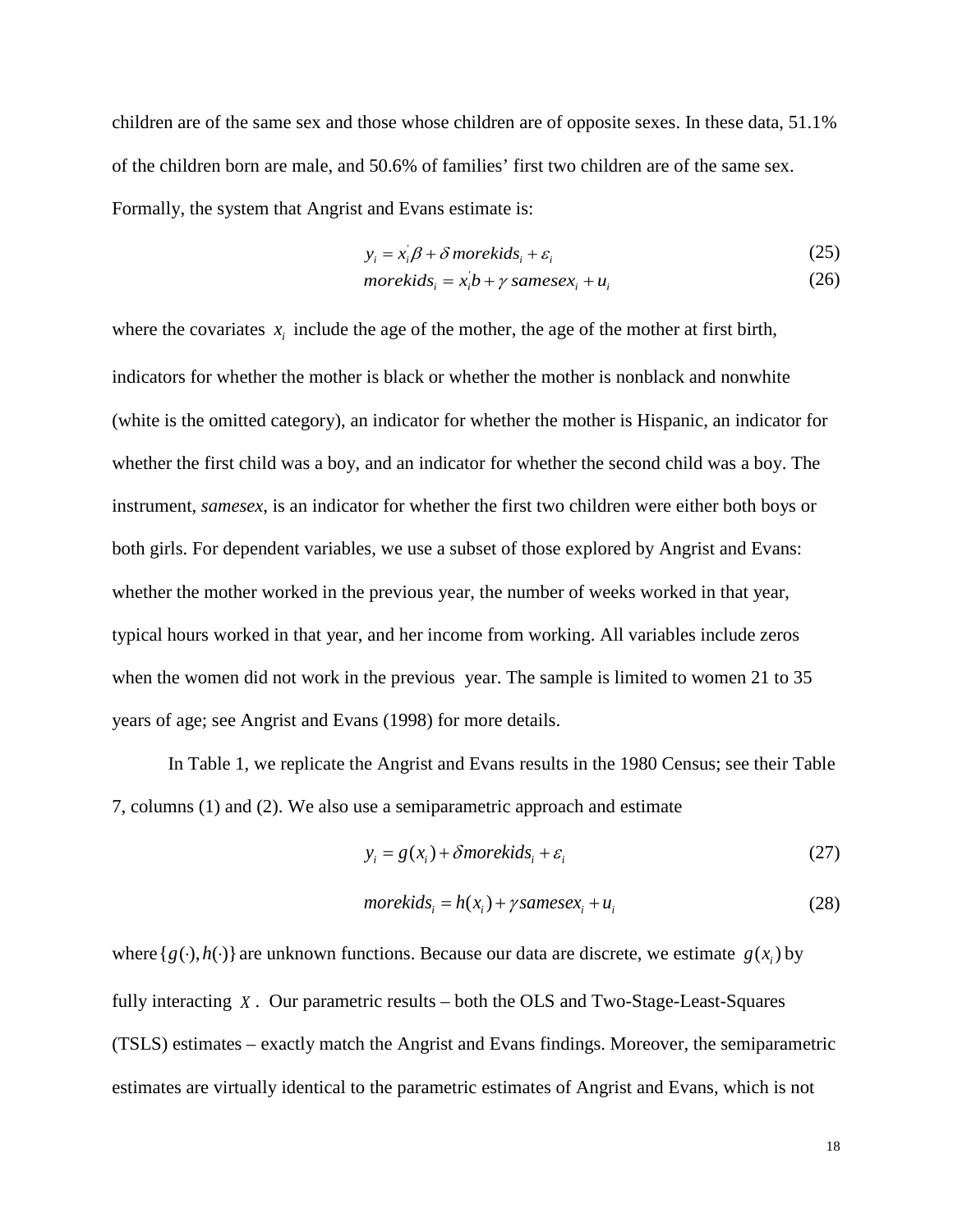children are of the same sex and those whose children are of opposite sexes. In these data, 51.1% of the children born are male, and 50.6% of families' first two children are of the same sex. Formally, the system that Angrist and Evans estimate is:

$$y_i = x_i'\beta + \delta\, morekids_i + \varepsilon_i \tag{25}$$

$$morekids_i = x_i'b + \gamma\, samesex_i + u_i \tag{26}$$

where the covariates $x_i$ include the age of the mother, the age of the mother at first birth, indicators for whether the mother is black or whether the mother is nonblack and nonwhite (white is the omitted category), an indicator for whether the mother is Hispanic, an indicator for whether the first child was a boy, and an indicator for whether the second child was a boy. The instrument, *samesex*, is an indicator for whether the first two children were either both boys or both girls. For dependent variables, we use a subset of those explored by Angrist and Evans: whether the mother worked in the previous year, the number of weeks worked in that year, typical hours worked in that year, and her income from working. All variables include zeros when the women did not work in the previous year. The sample is limited to women 21 to 35 years of age; see Angrist and Evans (1998) for more details.

In Table 1, we replicate the Angrist and Evans results in the 1980 Census; see their Table 7, columns (1) and (2). We also use a semiparametric approach and estimate

$$y_i = g(x_i) + \delta morekids_i + \varepsilon_i \tag{27}$$

$$morekids_i = h(x_i) + \gamma samesex_i + u_i \tag{28}$$

where $\{g(\cdot), h(\cdot)\}$ are unknown functions. Because our data are discrete, we estimate $g(x_i)$ by fully interacting $X$. Our parametric results – both the OLS and Two-Stage-Least-Squares (TSLS) estimates – exactly match the Angrist and Evans findings. Moreover, the semiparametric estimates are virtually identical to the parametric estimates of Angrist and Evans, which is not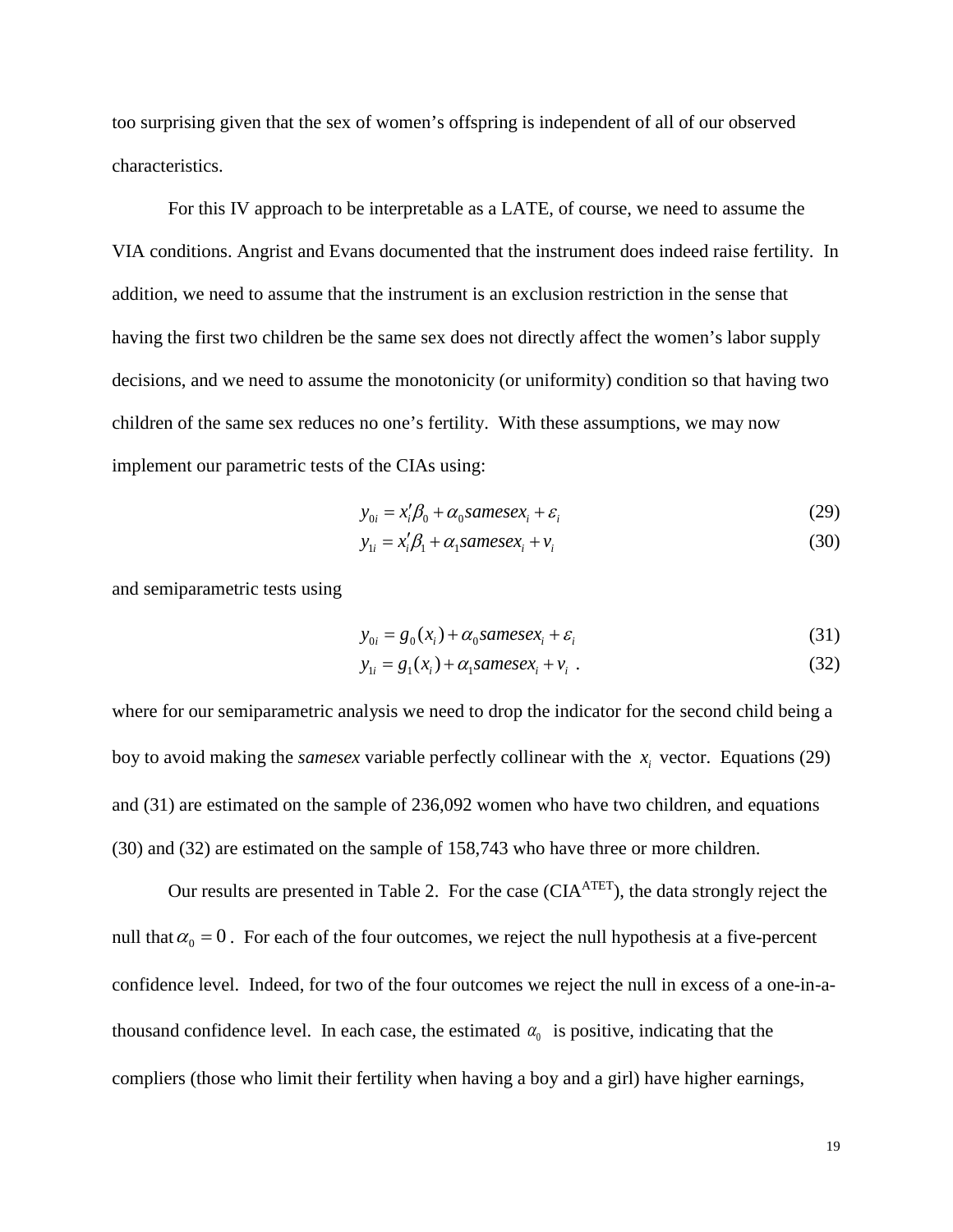too surprising given that the sex of women's offspring is independent of all of our observed characteristics.

For this IV approach to be interpretable as a LATE, of course, we need to assume the VIA conditions. Angrist and Evans documented that the instrument does indeed raise fertility. In addition, we need to assume that the instrument is an exclusion restriction in the sense that having the first two children be the same sex does not directly affect the women's labor supply decisions, and we need to assume the monotonicity (or uniformity) condition so that having two children of the same sex reduces no one's fertility. With these assumptions, we may now implement our parametric tests of the CIAs using:

$$y_{0i} = x_i'\beta_0 + \alpha_0 samesex_i + \varepsilon_i \tag{29}$$

$$y_{1i} = x_i'\beta_1 + \alpha_1 samesex_i + v_i \tag{30}$$

and semiparametric tests using

$$y_{0i} = g_0(x_i) + \alpha_0 samesex_i + \varepsilon_i \tag{31}$$

$$y_{1i} = g_1(x_i) + \alpha_1 samesex_i + v_i \ . \tag{32}$$

where for our semiparametric analysis we need to drop the indicator for the second child being a boy to avoid making the *samesex* variable perfectly collinear with the $x_i$ vector. Equations (29) and (31) are estimated on the sample of 236,092 women who have two children, and equations (30) and (32) are estimated on the sample of 158,743 who have three or more children.

Our results are presented in Table 2. For the case (CIA$^{\text{ATET}}$), the data strongly reject the null that $\alpha_0 = 0$. For each of the four outcomes, we reject the null hypothesis at a five-percent confidence level. Indeed, for two of the four outcomes we reject the null in excess of a one-in-a-thousand confidence level. In each case, the estimated $\alpha_0$ is positive, indicating that the compliers (those who limit their fertility when having a boy and a girl) have higher earnings,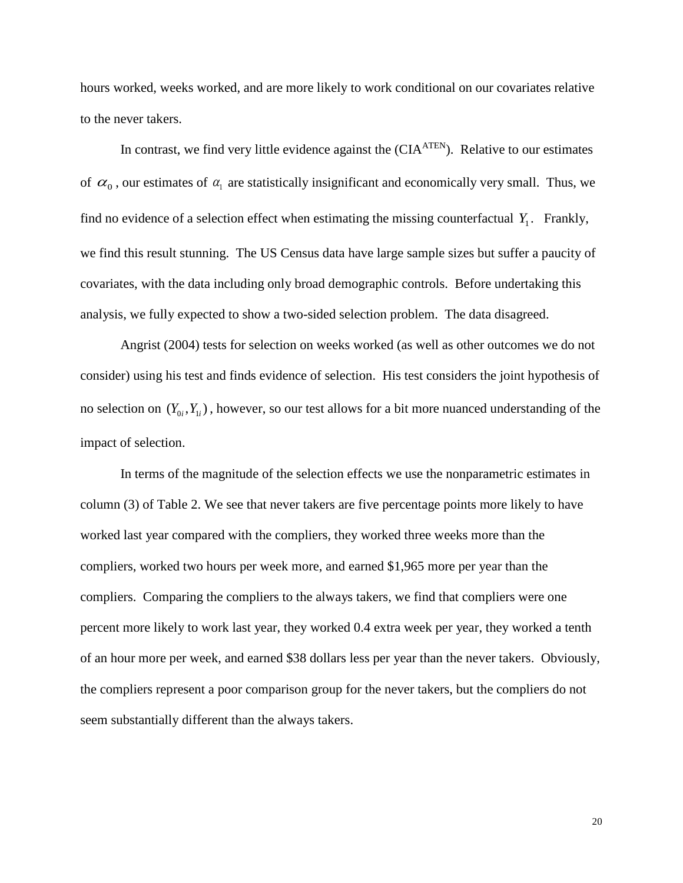hours worked, weeks worked, and are more likely to work conditional on our covariates relative to the never takers.

In contrast, we find very little evidence against the (CIA$^{ATEN}$). Relative to our estimates of $\alpha_0$, our estimates of $\alpha_1$ are statistically insignificant and economically very small. Thus, we find no evidence of a selection effect when estimating the missing counterfactual $Y_1$. Frankly, we find this result stunning. The US Census data have large sample sizes but suffer a paucity of covariates, with the data including only broad demographic controls. Before undertaking this analysis, we fully expected to show a two-sided selection problem. The data disagreed.

Angrist (2004) tests for selection on weeks worked (as well as other outcomes we do not consider) using his test and finds evidence of selection. His test considers the joint hypothesis of no selection on $(Y_{0i}, Y_{1i})$, however, so our test allows for a bit more nuanced understanding of the impact of selection.

In terms of the magnitude of the selection effects we use the nonparametric estimates in column (3) of Table 2. We see that never takers are five percentage points more likely to have worked last year compared with the compliers, they worked three weeks more than the compliers, worked two hours per week more, and earned \$1,965 more per year than the compliers. Comparing the compliers to the always takers, we find that compliers were one percent more likely to work last year, they worked 0.4 extra week per year, they worked a tenth of an hour more per week, and earned \$38 dollars less per year than the never takers. Obviously, the compliers represent a poor comparison group for the never takers, but the compliers do not seem substantially different than the always takers.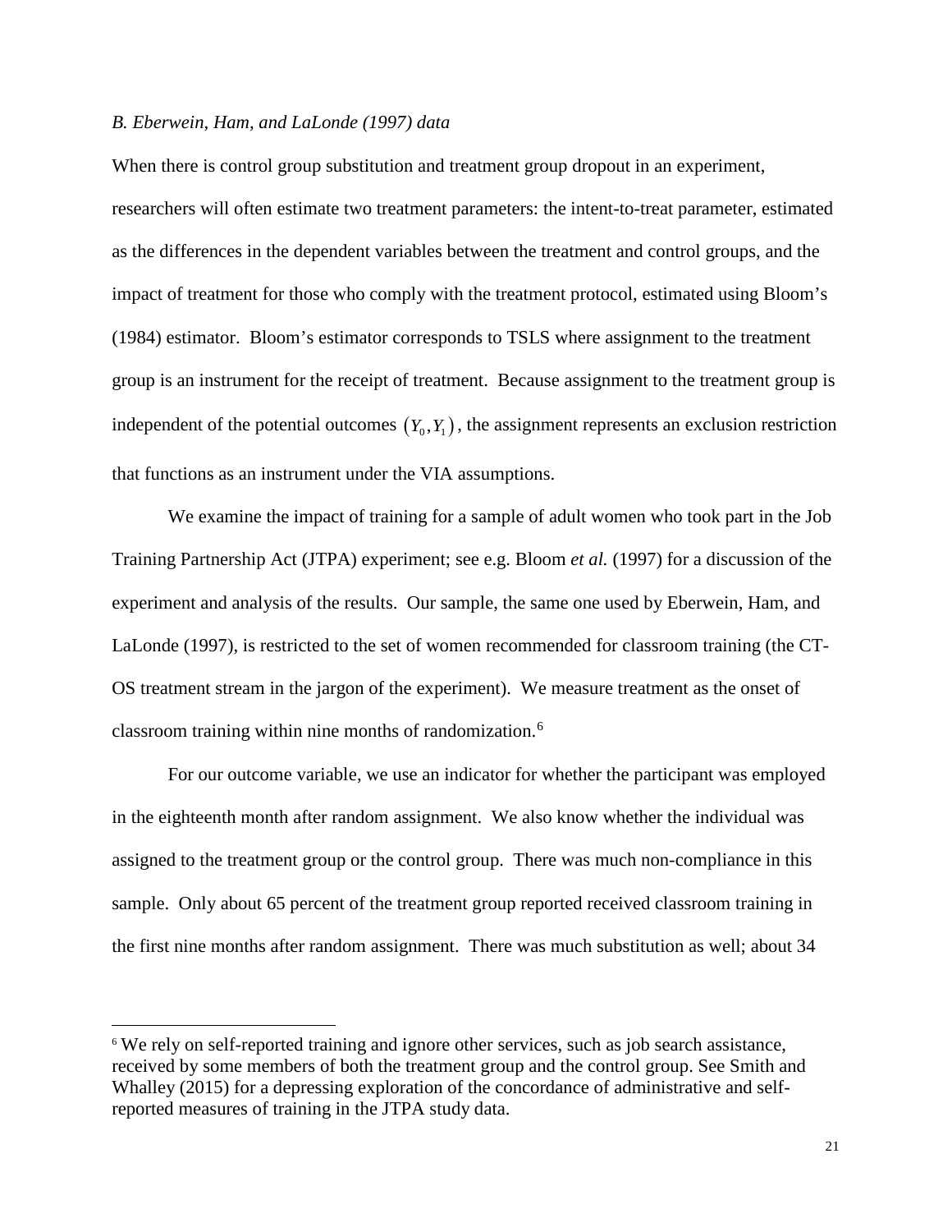*B. Eberwein, Ham, and LaLonde (1997) data*

When there is control group substitution and treatment group dropout in an experiment, researchers will often estimate two treatment parameters: the intent-to-treat parameter, estimated as the differences in the dependent variables between the treatment and control groups, and the impact of treatment for those who comply with the treatment protocol, estimated using Bloom's (1984) estimator. Bloom's estimator corresponds to TSLS where assignment to the treatment group is an instrument for the receipt of treatment. Because assignment to the treatment group is independent of the potential outcomes $(Y_0, Y_1)$, the assignment represents an exclusion restriction that functions as an instrument under the VIA assumptions.

We examine the impact of training for a sample of adult women who took part in the Job Training Partnership Act (JTPA) experiment; see e.g. Bloom *et al.* (1997) for a discussion of the experiment and analysis of the results. Our sample, the same one used by Eberwein, Ham, and LaLonde (1997), is restricted to the set of women recommended for classroom training (the CT-OS treatment stream in the jargon of the experiment). We measure treatment as the onset of classroom training within nine months of randomization.[6]

For our outcome variable, we use an indicator for whether the participant was employed in the eighteenth month after random assignment. We also know whether the individual was assigned to the treatment group or the control group. There was much non-compliance in this sample. Only about 65 percent of the treatment group reported received classroom training in the first nine months after random assignment. There was much substitution as well; about 34

[6] We rely on self-reported training and ignore other services, such as job search assistance, received by some members of both the treatment group and the control group. See Smith and Whalley (2015) for a depressing exploration of the concordance of administrative and self-reported measures of training in the JTPA study data.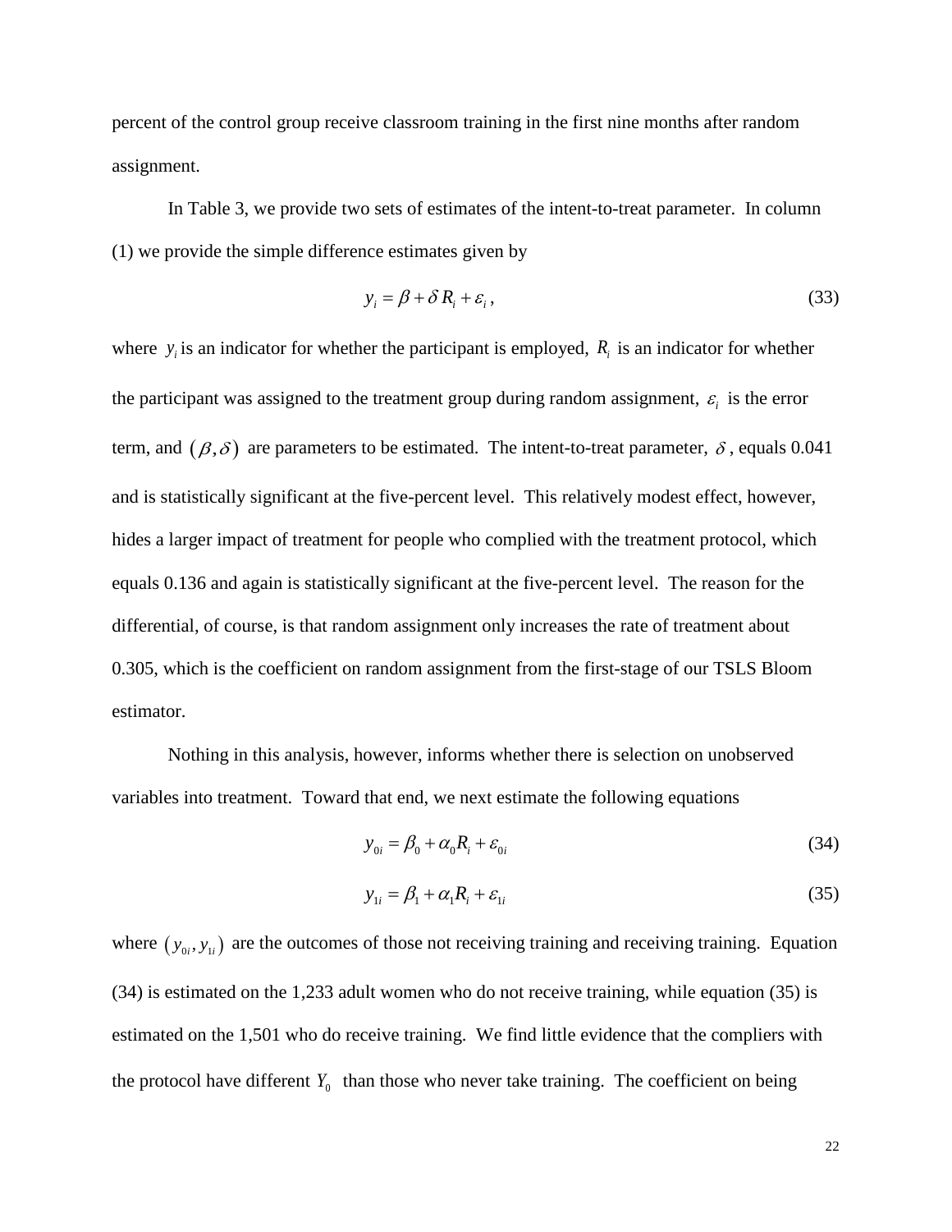percent of the control group receive classroom training in the first nine months after random assignment.

In Table 3, we provide two sets of estimates of the intent-to-treat parameter. In column (1) we provide the simple difference estimates given by

$$y_i = \beta + \delta R_i + \varepsilon_i , \tag{33}$$

where $y_i$ is an indicator for whether the participant is employed, $R_i$ is an indicator for whether the participant was assigned to the treatment group during random assignment, $\varepsilon_i$ is the error term, and $(\beta, \delta)$ are parameters to be estimated. The intent-to-treat parameter, $\delta$, equals 0.041 and is statistically significant at the five-percent level. This relatively modest effect, however, hides a larger impact of treatment for people who complied with the treatment protocol, which equals 0.136 and again is statistically significant at the five-percent level. The reason for the differential, of course, is that random assignment only increases the rate of treatment about 0.305, which is the coefficient on random assignment from the first-stage of our TSLS Bloom estimator.

Nothing in this analysis, however, informs whether there is selection on unobserved variables into treatment. Toward that end, we next estimate the following equations

$$y_{0i} = \beta_0 + \alpha_0 R_i + \varepsilon_{0i} \tag{34}$$

$$y_{1i} = \beta_1 + \alpha_1 R_i + \varepsilon_{1i} \tag{35}$$

where $(y_{0i}, y_{1i})$ are the outcomes of those not receiving training and receiving training. Equation (34) is estimated on the 1,233 adult women who do not receive training, while equation (35) is estimated on the 1,501 who do receive training. We find little evidence that the compliers with the protocol have different $Y_0$ than those who never take training. The coefficient on being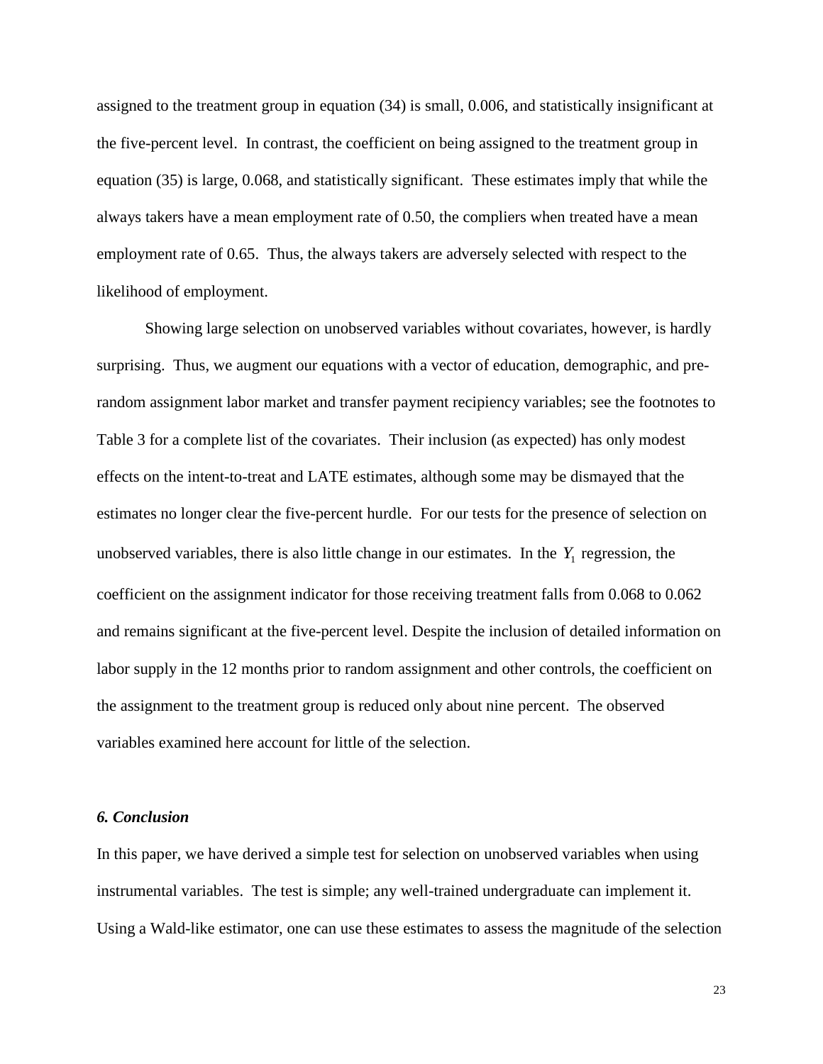assigned to the treatment group in equation (34) is small, 0.006, and statistically insignificant at the five-percent level. In contrast, the coefficient on being assigned to the treatment group in equation (35) is large, 0.068, and statistically significant. These estimates imply that while the always takers have a mean employment rate of 0.50, the compliers when treated have a mean employment rate of 0.65. Thus, the always takers are adversely selected with respect to the likelihood of employment.

Showing large selection on unobserved variables without covariates, however, is hardly surprising. Thus, we augment our equations with a vector of education, demographic, and pre-random assignment labor market and transfer payment recipiency variables; see the footnotes to Table 3 for a complete list of the covariates. Their inclusion (as expected) has only modest effects on the intent-to-treat and LATE estimates, although some may be dismayed that the estimates no longer clear the five-percent hurdle. For our tests for the presence of selection on unobserved variables, there is also little change in our estimates. In the $Y_1$ regression, the coefficient on the assignment indicator for those receiving treatment falls from 0.068 to 0.062 and remains significant at the five-percent level. Despite the inclusion of detailed information on labor supply in the 12 months prior to random assignment and other controls, the coefficient on the assignment to the treatment group is reduced only about nine percent. The observed variables examined here account for little of the selection.

### *6. Conclusion*

In this paper, we have derived a simple test for selection on unobserved variables when using instrumental variables. The test is simple; any well-trained undergraduate can implement it. Using a Wald-like estimator, one can use these estimates to assess the magnitude of the selection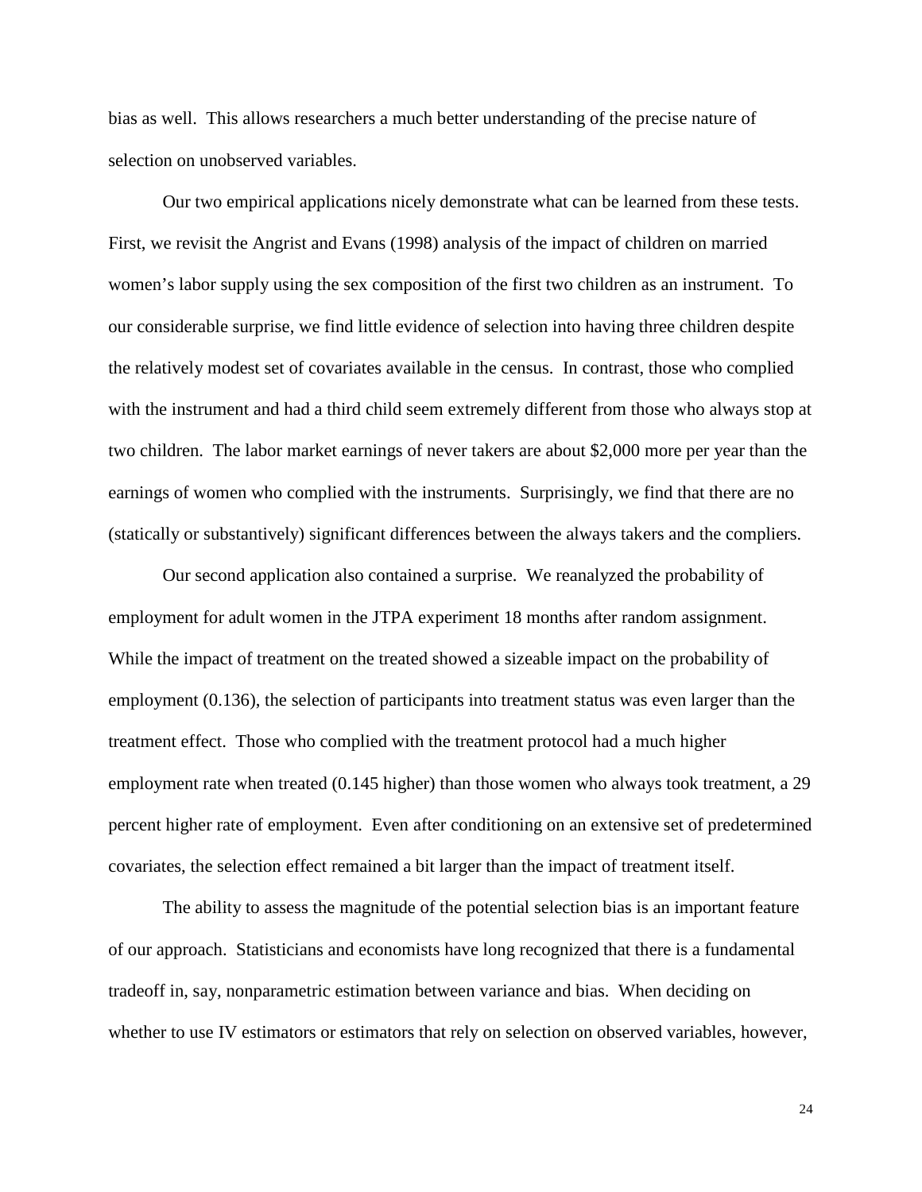bias as well. This allows researchers a much better understanding of the precise nature of selection on unobserved variables.

Our two empirical applications nicely demonstrate what can be learned from these tests. First, we revisit the Angrist and Evans (1998) analysis of the impact of children on married women's labor supply using the sex composition of the first two children as an instrument. To our considerable surprise, we find little evidence of selection into having three children despite the relatively modest set of covariates available in the census. In contrast, those who complied with the instrument and had a third child seem extremely different from those who always stop at two children. The labor market earnings of never takers are about $2,000 more per year than the earnings of women who complied with the instruments. Surprisingly, we find that there are no (statically or substantively) significant differences between the always takers and the compliers.

Our second application also contained a surprise. We reanalyzed the probability of employment for adult women in the JTPA experiment 18 months after random assignment. While the impact of treatment on the treated showed a sizeable impact on the probability of employment (0.136), the selection of participants into treatment status was even larger than the treatment effect. Those who complied with the treatment protocol had a much higher employment rate when treated (0.145 higher) than those women who always took treatment, a 29 percent higher rate of employment. Even after conditioning on an extensive set of predetermined covariates, the selection effect remained a bit larger than the impact of treatment itself.

The ability to assess the magnitude of the potential selection bias is an important feature of our approach. Statisticians and economists have long recognized that there is a fundamental tradeoff in, say, nonparametric estimation between variance and bias. When deciding on whether to use IV estimators or estimators that rely on selection on observed variables, however,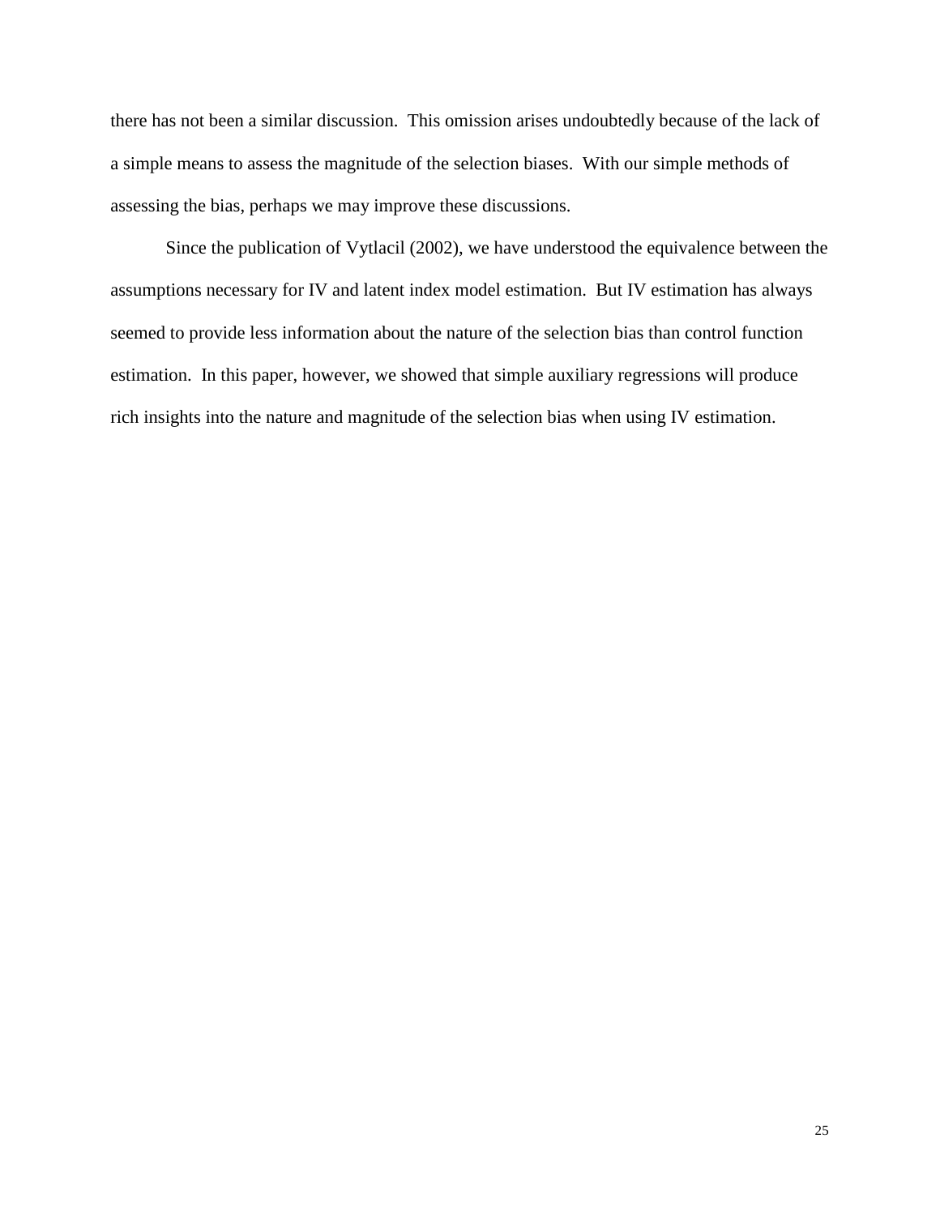there has not been a similar discussion. This omission arises undoubtedly because of the lack of a simple means to assess the magnitude of the selection biases. With our simple methods of assessing the bias, perhaps we may improve these discussions.

Since the publication of Vytlacil (2002), we have understood the equivalence between the assumptions necessary for IV and latent index model estimation. But IV estimation has always seemed to provide less information about the nature of the selection bias than control function estimation. In this paper, however, we showed that simple auxiliary regressions will produce rich insights into the nature and magnitude of the selection bias when using IV estimation.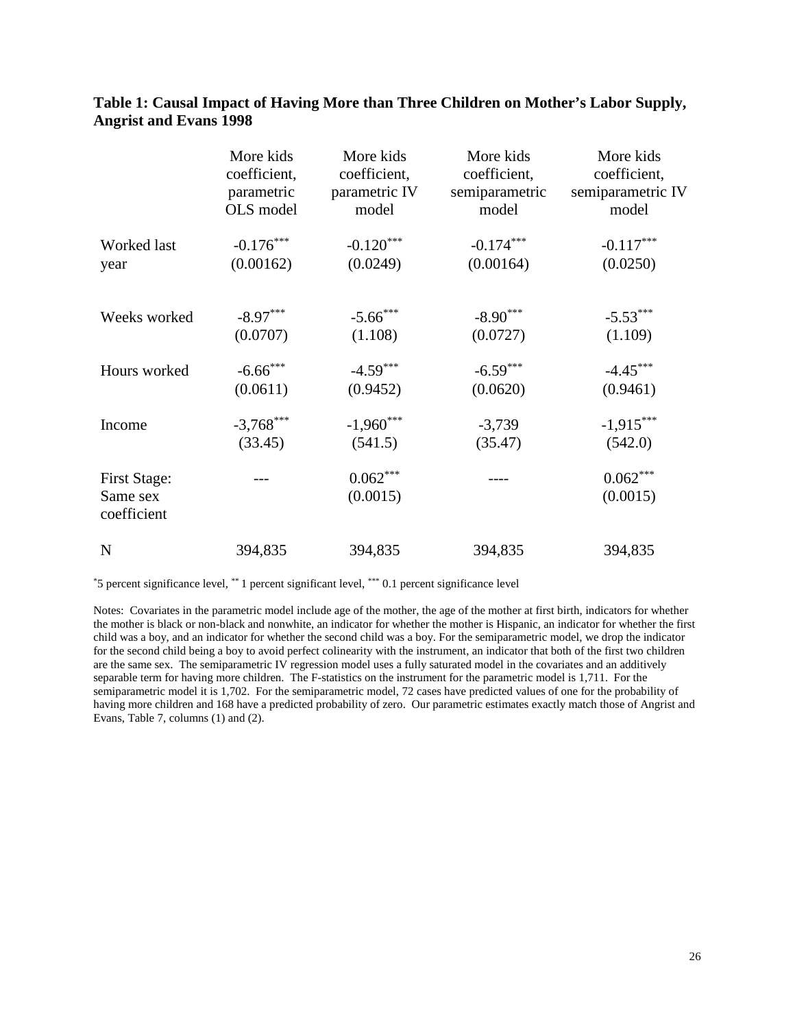**Table 1: Causal Impact of Having More than Three Children on Mother's Law Supply, Angrist and Evans 1998**

| | More kids coefficient, parametric OLS model | More kids coefficient, parametric IV model | More kids coefficient, semiparametric model | More kids coefficient, semiparametric IV model |
|---|---|---|---|---|
| Worked last year | -0.176*** | -0.120*** | -0.174*** | -0.117*** |
| | (0.00162) | (0.0249) | (0.00164) | (0.0250) |
| Weeks worked | -8.97*** | -5.66*** | -8.90*** | -5.53*** |
| | (0.0707) | (1.108) | (0.0727) | (1.109) |
| Hours worked | -6.66*** | -4.59*** | -6.59*** | -4.45*** |
| | (0.0611) | (0.9452) | (0.0620) | (0.9461) |
| Income | -3,768*** | -1,960*** | -3,739 | -1,915*** |
| | (33.45) | (541.5) | (35.47) | (542.0) |
| First Stage: Same sex coefficient | --- | 0.062*** | ---- | 0.062*** |
| | | (0.0015) | | (0.0015) |
| N | 394,835 | 394,835 | 394,835 | 394,835 |

*5 percent significance level, ** 1 percent significant level, *** 0.1 percent significance level

Notes: Covariates in the parametric model include age of the mother, the age of the mother at first birth, indicators for whether the mother is black or non-black and nonwhite, an indicator for whether the mother is Hispanic, an indicator for whether the first child was a boy, and an indicator for whether the second child was a boy. For the semiparametric model, we drop the indicator for the second child being a boy to avoid perfect colinearity with the instrument, an indicator that both of the first two children are the same sex. The semiparametric IV regression model uses a fully saturated model in the covariates and an additively separable term for having more children. The F-statistics on the instrument for the parametric model is 1,711. For the semiparametric model it is 1,702. For the semiparametric model, 72 cases have predicted values of one for the probability of having more children and 168 have a predicted probability of zero. Our parametric estimates exactly match those of Angrist and Evans, Table 7, columns (1) and (2).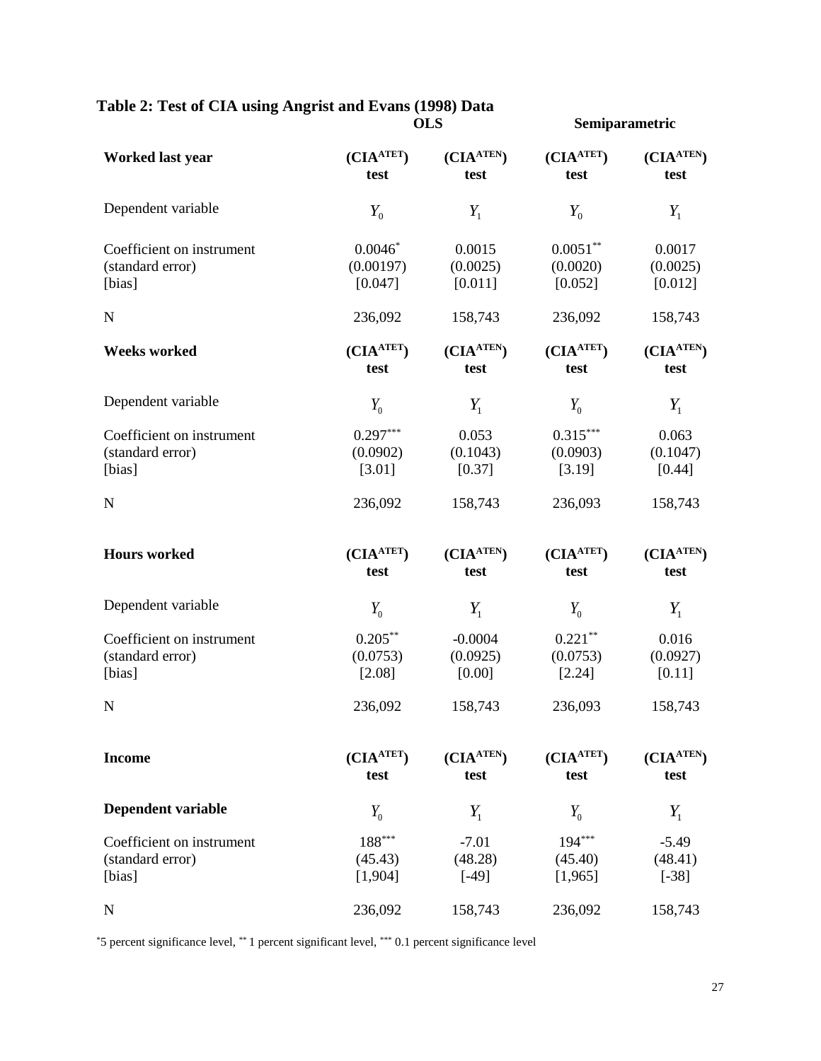**Table 2: Test of CIA using Angrist and Evans (1998) Data**

| | OLS | | Semiparametric | |
|---|---|---|---|---|
| **Worked last year** | **($CIA^{ATET}$) test** | **($CIA^{ATEN}$) test** | **($CIA^{ATET}$) test** | **($CIA^{ATEN}$) test** |
| Dependent variable | $Y_0$ | $Y_1$ | $Y_0$ | $Y_1$ |
| Coefficient on instrument | 0.0046$^{*}$ | 0.0015 | 0.0051$^{**}$ | 0.0017 |
| (standard error) | (0.00197) | (0.0025) | (0.0020) | (0.0025) |
| [bias] | [0.047] | [0.011] | [0.052] | [0.012] |
| N | 236,092 | 158,743 | 236,092 | 158,743 |
| **Weeks worked** | **($CIA^{ATET}$) test** | **($CIA^{ATEN}$) test** | **($CIA^{ATET}$) test** | **($CIA^{ATEN}$) test** |
| Dependent variable | $Y_0$ | $Y_1$ | $Y_0$ | $Y_1$ |
| Coefficient on instrument | 0.297$^{***}$ | 0.053 | 0.315$^{***}$ | 0.063 |
| (standard error) | (0.0902) | (0.1043) | (0.0903) | (0.1047) |
| [bias] | [3.01] | [0.37] | [3.19] | [0.44] |
| N | 236,092 | 158,743 | 236,093 | 158,743 |
| **Hours worked** | **($CIA^{ATET}$) test** | **($CIA^{ATEN}$) test** | **($CIA^{ATET}$) test** | **($CIA^{ATEN}$) test** |
| Dependent variable | $Y_0$ | $Y_1$ | $Y_0$ | $Y_1$ |
| Coefficient on instrument | 0.205$^{**}$ | -0.0004 | 0.221$^{**}$ | 0.016 |
| (standard error) | (0.0753) | (0.0925) | (0.0753) | (0.0927) |
| [bias] | [2.08] | [0.00] | [2.24] | [0.11] |
| N | 236,092 | 158,743 | 236,093 | 158,743 |
| **Income** | **($CIA^{ATET}$) test** | **($CIA^{ATEN}$) test** | **($CIA^{ATET}$) test** | **($CIA^{ATEN}$) test** |
| **Dependent variable** | $Y_0$ | $Y_1$ | $Y_0$ | $Y_1$ |
| Coefficient on instrument | 188$^{***}$ | -7.01 | 194$^{***}$ | -5.49 |
| (standard error) | (45.43) | (48.28) | (45.40) | (48.41) |
| [bias] | [1,904] | [-49] | [1,965] | [-38] |
| N | 236,092 | 158,743 | 236,092 | 158,743 |

$^{*}$5 percent significance level, $^{**}$ 1 percent significant level, $^{***}$ 0.1 percent significance level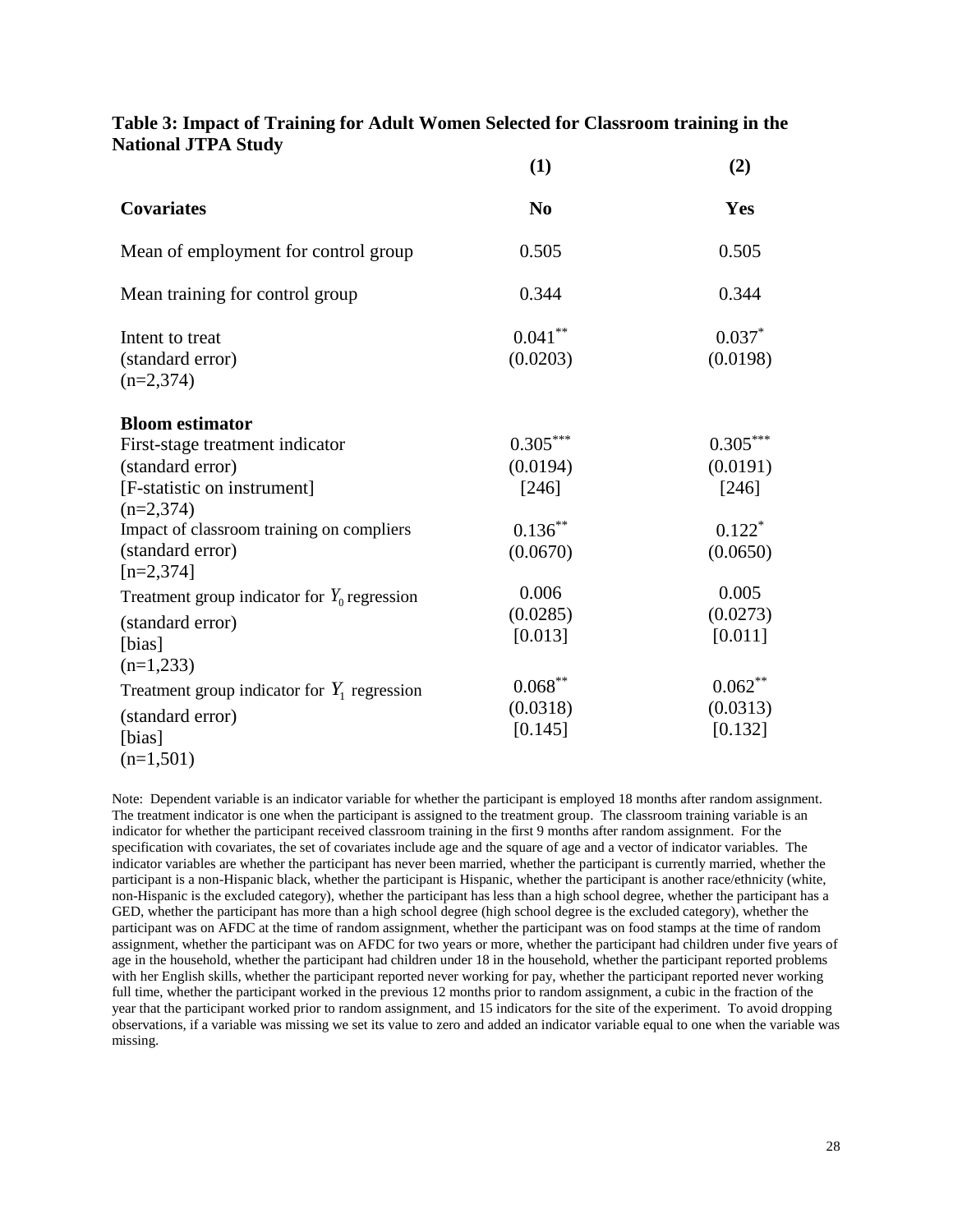**Table 3: Impact of Training for Adult Women Selected for Classroom training in the National JTPA Study**

| | (1) | (2) |
|---|---|---|
| **Covariates** | **No** | **Yes** |
| Mean of employment for control group | 0.505 | 0.505 |
| Mean training for control group | 0.344 | 0.344 |
| Intent to treat | $0.041^{**}$ | $0.037^{*}$ |
| (standard error) | (0.0203) | (0.0198) |
| (n=2,374) | | |
| **Bloom estimator** | | |
| First-stage treatment indicator | $0.305^{***}$ | $0.305^{***}$ |
| (standard error) | (0.0194) | (0.0191) |
| [F-statistic on instrument] | [246] | [246] |
| (n=2,374) | | |
| Impact of classroom training on compliers | $0.136^{**}$ | $0.122^{*}$ |
| (standard error) | (0.0670) | (0.0650) |
| [n=2,374] | | |
| Treatment group indicator for $Y_0$ regression | 0.006 | 0.005 |
| (standard error) | (0.0285) | (0.0273) |
| [bias] | [0.013] | [0.011] |
| (n=1,233) | | |
| Treatment group indicator for $Y_1$ regression | $0.068^{**}$ | $0.062^{**}$ |
| (standard error) | (0.0318) | (0.0313) |
| [bias] | [0.145] | [0.132] |
| (n=1,501) | | |

Note: Dependent variable is an indicator variable for whether the participant is employed 18 months after random assignment. The treatment indicator is one when the participant is assigned to the treatment group. The classroom training variable is an indicator for whether the participant received classroom training in the first 9 months after random assignment. For the specification with covariates, the set of covariates include age and the square of age and a vector of indicator variables. The indicator variables are whether the participant has never been married, whether the participant is currently married, whether the participant is a non-Hispanic black, whether the participant is Hispanic, whether the participant is another race/ethnicity (white, non-Hispanic is the excluded category), whether the participant has less than a high school degree, whether the participant has a GED, whether the participant has more than a high school degree (high school degree is the excluded category), whether the participant was on AFDC at the time of random assignment, whether the participant was on food stamps at the time of random assignment, whether the participant was on AFDC for two years or more, whether the participant had children under five years of age in the household, whether the participant had children under 18 in the household, whether the participant reported problems with her English skills, whether the participant reported never working for pay, whether the participant reported never working full time, whether the participant worked in the previous 12 months prior to random assignment, a cubic in the fraction of the year that the participant worked prior to random assignment, and 15 indicators for the site of the experiment. To avoid dropping observations, if a variable was missing we set its value to zero and added an indicator variable equal to one when the variable was missing.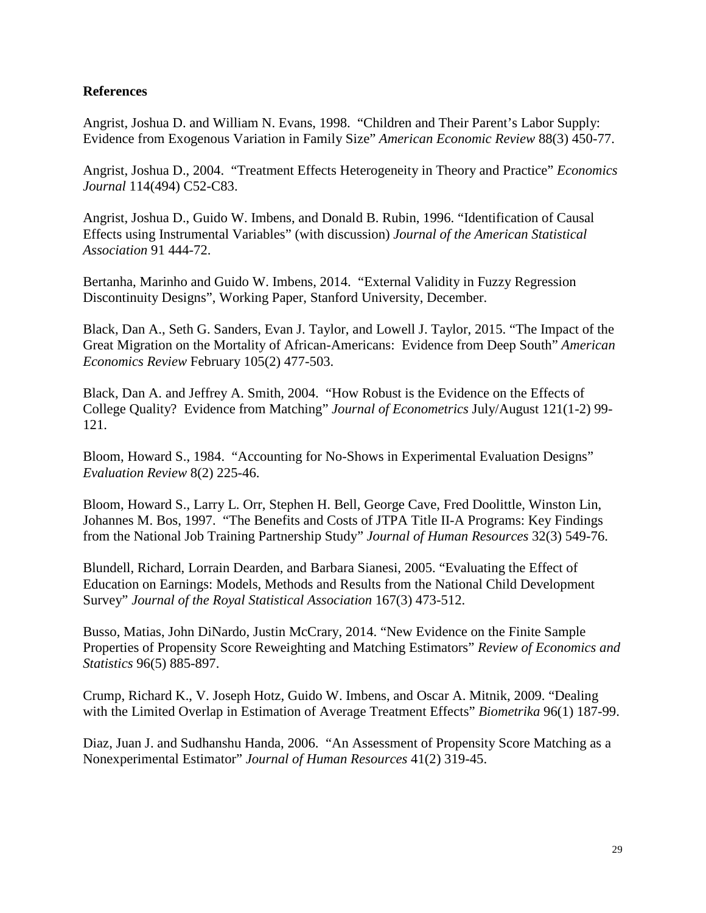**References**

Angrist, Joshua D. and William N. Evans, 1998. "Children and Their Parent's Labor Supply: Evidence from Exogenous Variation in Family Size" *American Economic Review* 88(3) 450-77.

Angrist, Joshua D., 2004. "Treatment Effects Heterogeneity in Theory and Practice" *Economics Journal* 114(494) C52-C83.

Angrist, Joshua D., Guido W. Imbens, and Donald B. Rubin, 1996. "Identification of Causal Effects using Instrumental Variables" (with discussion) *Journal of the American Statistical Association* 91 444-72.

Bertanha, Marinho and Guido W. Imbens, 2014. "External Validity in Fuzzy Regression Discontinuity Designs", Working Paper, Stanford University, December.

Black, Dan A., Seth G. Sanders, Evan J. Taylor, and Lowell J. Taylor, 2015. "The Impact of the Great Migration on the Mortality of African-Americans: Evidence from Deep South" *American Economics Review* February 105(2) 477-503.

Black, Dan A. and Jeffrey A. Smith, 2004. "How Robust is the Evidence on the Effects of College Quality? Evidence from Matching" *Journal of Econometrics* July/August 121(1-2) 99-121.

Bloom, Howard S., 1984. "Accounting for No-Shows in Experimental Evaluation Designs" *Evaluation Review* 8(2) 225-46.

Bloom, Howard S., Larry L. Orr, Stephen H. Bell, George Cave, Fred Doolittle, Winston Lin, Johannes M. Bos, 1997. "The Benefits and Costs of JTPA Title II-A Programs: Key Findings from the National Job Training Partnership Study" *Journal of Human Resources* 32(3) 549-76.

Blundell, Richard, Lorrain Dearden, and Barbara Sianesi, 2005. "Evaluating the Effect of Education on Earnings: Models, Methods and Results from the National Child Development Survey" *Journal of the Royal Statistical Association* 167(3) 473-512.

Busso, Matias, John DiNardo, Justin McCrary, 2014. "New Evidence on the Finite Sample Properties of Propensity Score Reweighting and Matching Estimators" *Review of Economics and Statistics* 96(5) 885-897.

Crump, Richard K., V. Joseph Hotz, Guido W. Imbens, and Oscar A. Mitnik, 2009. "Dealing with the Limited Overlap in Estimation of Average Treatment Effects" *Biometrika* 96(1) 187-99.

Diaz, Juan J. and Sudhanshu Handa, 2006. "An Assessment of Propensity Score Matching as a Nonexperimental Estimator" *Journal of Human Resources* 41(2) 319-45.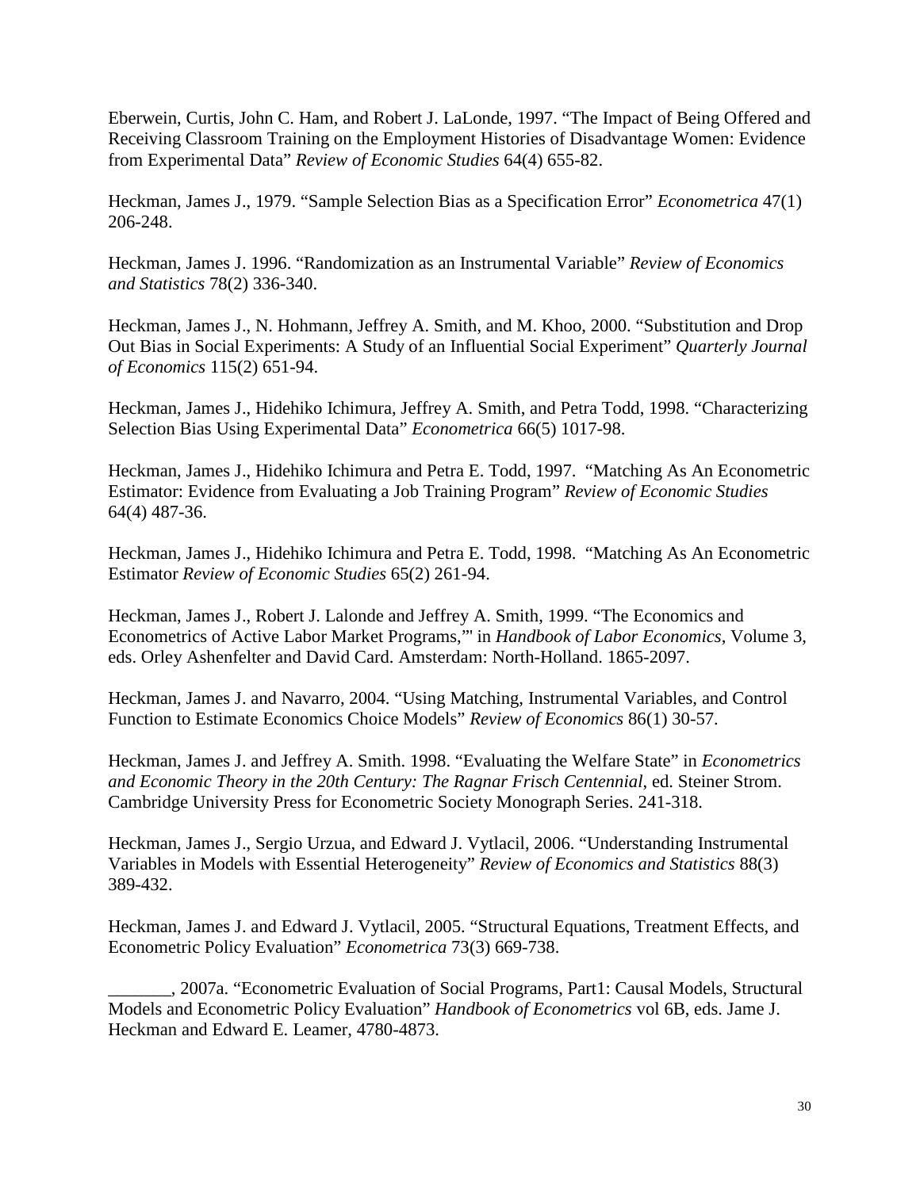Eberwein, Curtis, John C. Ham, and Robert J. LaLonde, 1997. “The Impact of Being Offered and Receiving Classroom Training on the Employment Histories of Disadvantage Women: Evidence from Experimental Data” *Review of Economic Studies* 64(4) 655-82.

Heckman, James J., 1979. “Sample Selection Bias as a Specification Error” *Econometrica* 47(1) 206-248.

Heckman, James J. 1996. “Randomization as an Instrumental Variable” *Review of Economics and Statistics* 78(2) 336-340.

Heckman, James J., N. Hohmann, Jeffrey A. Smith, and M. Khoo, 2000. “Substitution and Drop Out Bias in Social Experiments: A Study of an Influential Social Experiment” *Quarterly Journal of Economics* 115(2) 651-94.

Heckman, James J., Hidehiko Ichimura, Jeffrey A. Smith, and Petra Todd, 1998. “Characterizing Selection Bias Using Experimental Data” *Econometrica* 66(5) 1017-98.

Heckman, James J., Hidehiko Ichimura and Petra E. Todd, 1997. “Matching As An Econometric Estimator: Evidence from Evaluating a Job Training Program” *Review of Economic Studies* 64(4) 487-36.

Heckman, James J., Hidehiko Ichimura and Petra E. Todd, 1998. “Matching As An Econometric Estimator *Review of Economic Studies* 65(2) 261-94.

Heckman, James J., Robert J. Lalonde and Jeffrey A. Smith, 1999. “The Economics and Econometrics of Active Labor Market Programs,"' in *Handbook of Labor Economics*, Volume 3, eds. Orley Ashenfelter and David Card. Amsterdam: North-Holland. 1865-2097.

Heckman, James J. and Navarro, 2004. “Using Matching, Instrumental Variables, and Control Function to Estimate Economics Choice Models” *Review of Economics* 86(1) 30-57.

Heckman, James J. and Jeffrey A. Smith. 1998. “Evaluating the Welfare State” in *Econometrics and Economic Theory in the 20th Century: The Ragnar Frisch Centennial*, ed. Steiner Strom. Cambridge University Press for Econometric Society Monograph Series. 241-318.

Heckman, James J., Sergio Urzua, and Edward J. Vytlacil, 2006. “Understanding Instrumental Variables in Models with Essential Heterogeneity” *Review of Economics and Statistics* 88(3) 389-432.

Heckman, James J. and Edward J. Vytlacil, 2005. “Structural Equations, Treatment Effects, and Econometric Policy Evaluation” *Econometrica* 73(3) 669-738.

_______, 2007a. “Econometric Evaluation of Social Programs, Part1: Causal Models, Structural Models and Econometric Policy Evaluation” *Handbook of Econometrics* vol 6B, eds. Jame J. Heckman and Edward E. Leamer, 4780-4873.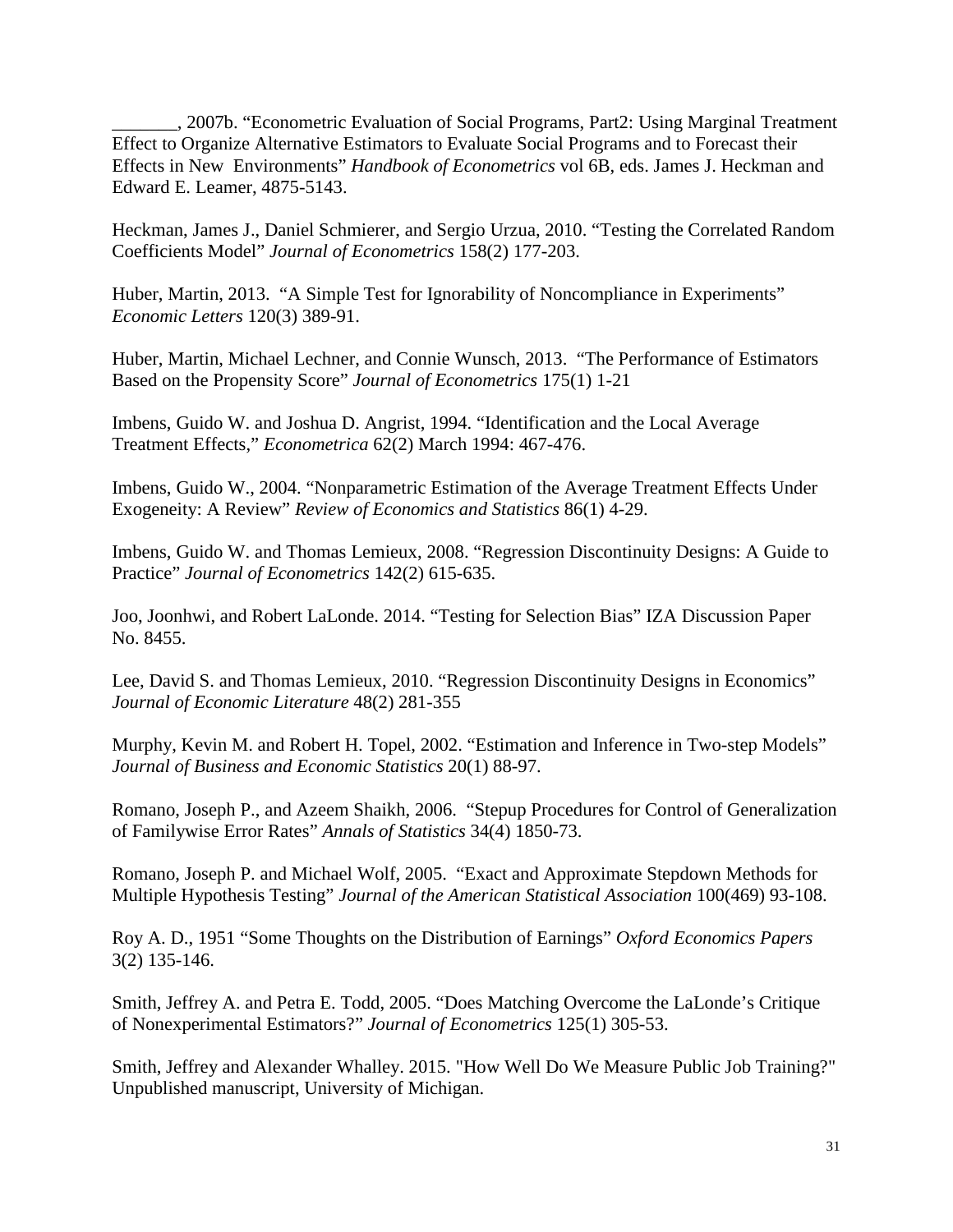_______, 2007b. “Econometric Evaluation of Social Programs, Part2: Using Marginal Treatment Effect to Organize Alternative Estimators to Evaluate Social Programs and to Forecast their Effects in New Environments” *Handbook of Econometrics* vol 6B, eds. James J. Heckman and Edward E. Leamer, 4875-5143.

Heckman, James J., Daniel Schmierer, and Sergio Urzua, 2010. “Testing the Correlated Random Coefficients Model” *Journal of Econometrics* 158(2) 177-203.

Huber, Martin, 2013. “A Simple Test for Ignorability of Noncompliance in Experiments” *Economic Letters* 120(3) 389-91.

Huber, Martin, Michael Lechner, and Connie Wunsch, 2013. “The Performance of Estimators Based on the Propensity Score” *Journal of Econometrics* 175(1) 1-21

Imbens, Guido W. and Joshua D. Angrist, 1994. “Identification and the Local Average Treatment Effects,” *Econometrica* 62(2) March 1994: 467-476.

Imbens, Guido W., 2004. “Nonparametric Estimation of the Average Treatment Effects Under Exogeneity: A Review” *Review of Economics and Statistics* 86(1) 4-29.

Imbens, Guido W. and Thomas Lemieux, 2008. “Regression Discontinuity Designs: A Guide to Practice” *Journal of Econometrics* 142(2) 615-635.

Joo, Joonhwi, and Robert LaLonde. 2014. “Testing for Selection Bias” IZA Discussion Paper No. 8455.

Lee, David S. and Thomas Lemieux, 2010. “Regression Discontinuity Designs in Economics” *Journal of Economic Literature* 48(2) 281-355

Murphy, Kevin M. and Robert H. Topel, 2002. “Estimation and Inference in Two-step Models” *Journal of Business and Economic Statistics* 20(1) 88-97.

Romano, Joseph P., and Azeem Shaikh, 2006. “Stepup Procedures for Control of Generalization of Familywise Error Rates” *Annals of Statistics* 34(4) 1850-73.

Romano, Joseph P. and Michael Wolf, 2005. “Exact and Approximate Stepdown Methods for Multiple Hypothesis Testing” *Journal of the American Statistical Association* 100(469) 93-108.

Roy A. D., 1951 “Some Thoughts on the Distribution of Earnings” *Oxford Economics Papers* 3(2) 135-146.

Smith, Jeffrey A. and Petra E. Todd, 2005. “Does Matching Overcome the LaLonde’s Critique of Nonexperimental Estimators?” *Journal of Econometrics* 125(1) 305-53.

Smith, Jeffrey and Alexander Whalley. 2015. "How Well Do We Measure Public Job Training?" Unpublished manuscript, University of Michigan.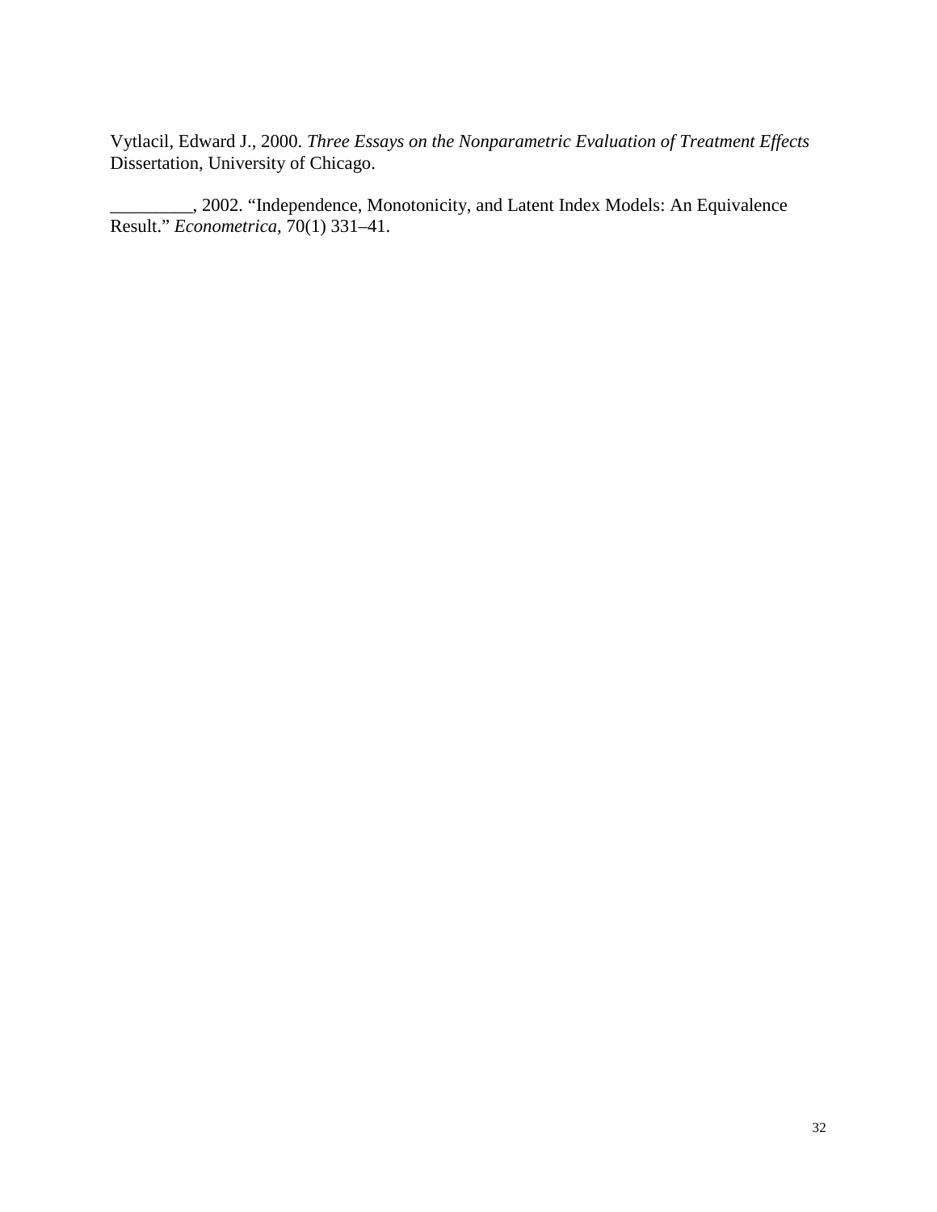Vytlacil, Edward J., 2000. *Three Essays on the Nonparametric Evaluation of Treatment Effects* Dissertation, University of Chicago.

_________, 2002. "Independence, Monotonicity, and Latent Index Models: An Equivalence Result." *Econometrica*, 70(1) 331–41.